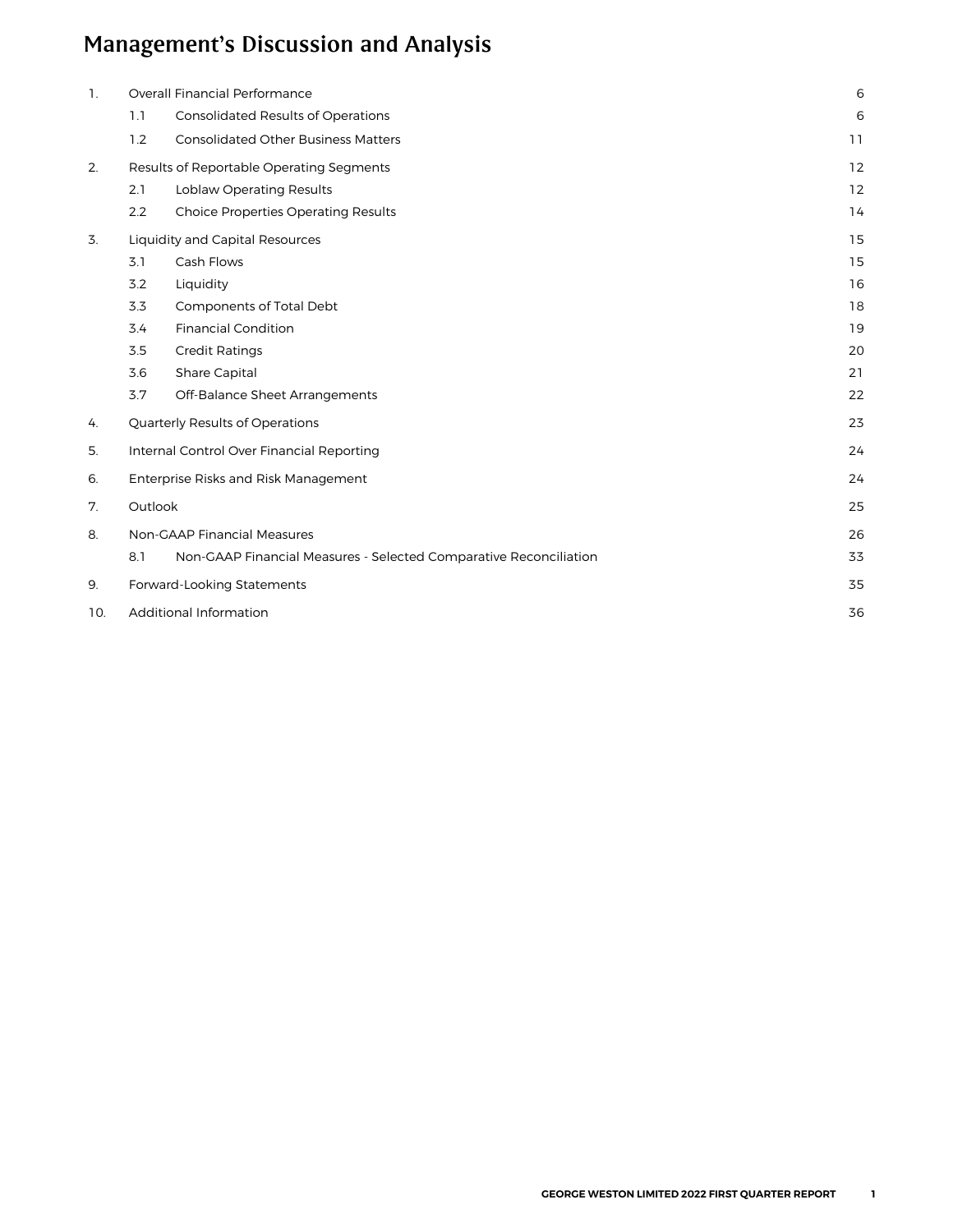# Management's Discussion and Analysis

| | | | |
|---|---|---|---|
| 1. | Overall Financial Performance | | 6 |
| | 1.1 | Consolidated Results of Operations | 6 |
| | 1.2 | Consolidated Other Business Matters | 11 |
| 2. | Results of Reportable Operating Segments | | 12 |
| | 2.1 | Loblaw Operating Results | 12 |
| | 2.2 | Choice Properties Operating Results | 14 |
| 3. | Liquidity and Capital Resources | | 15 |
| | 3.1 | Cash Flows | 15 |
| | 3.2 | Liquidity | 16 |
| | 3.3 | Components of Total Debt | 18 |
| | 3.4 | Financial Condition | 19 |
| | 3.5 | Credit Ratings | 20 |
| | 3.6 | Share Capital | 21 |
| | 3.7 | Off-Balance Sheet Arrangements | 22 |
| 4. | Quarterly Results of Operations | | 23 |
| 5. | Internal Control Over Financial Reporting | | 24 |
| 6. | Enterprise Risks and Risk Management | | 24 |
| 7. | Outlook | | 25 |
| 8. | Non-GAAP Financial Measures | | 26 |
| | 8.1 | Non-GAAP Financial Measures - Selected Comparative Reconciliation | 33 |
| 9. | Forward-Looking Statements | | 35 |
| 10. | Additional Information | | 36 |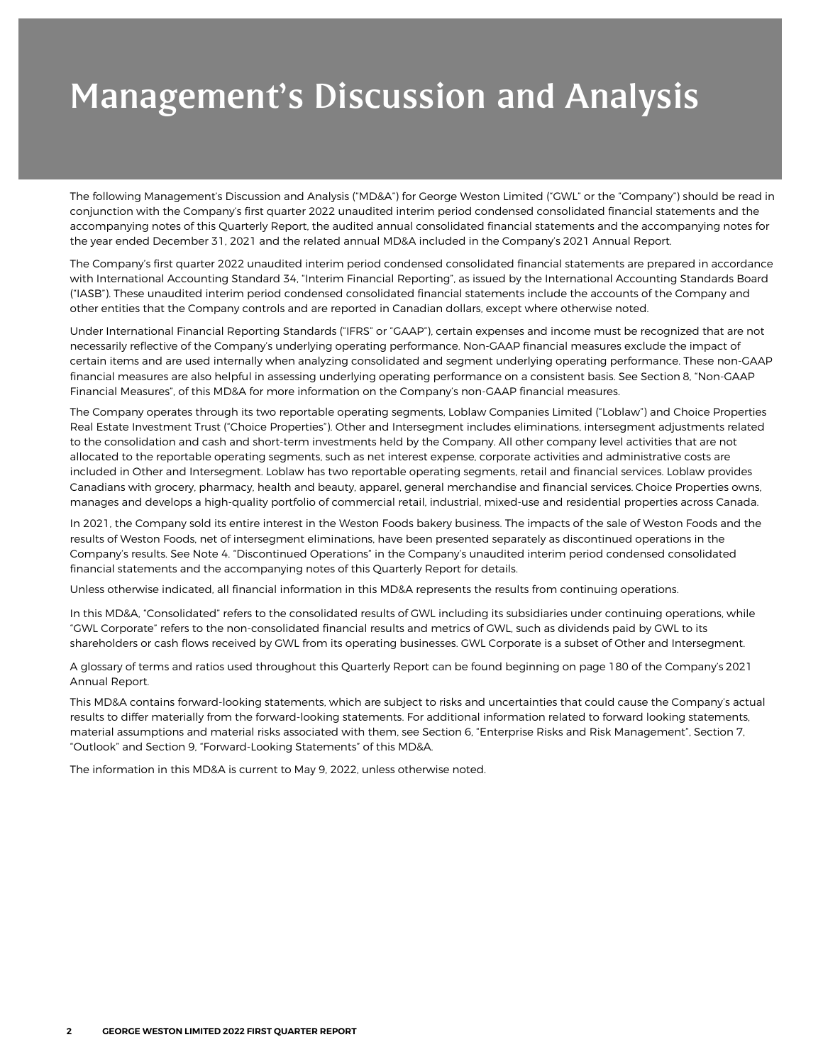# Management's Discussion and Analysis

The following Management's Discussion and Analysis ("MD&A") for George Weston Limited ("GWL" or the "Company") should be read in conjunction with the Company's first quarter 2022 unaudited interim period condensed consolidated financial statements and the accompanying notes of this Quarterly Report, the audited annual consolidated financial statements and the accompanying notes for the year ended December 31, 2021 and the related annual MD&A included in the Company's 2021 Annual Report.

The Company's first quarter 2022 unaudited interim period condensed consolidated financial statements are prepared in accordance with International Accounting Standard 34, "Interim Financial Reporting", as issued by the International Accounting Standards Board ("IASB"). These unaudited interim period condensed consolidated financial statements include the accounts of the Company and other entities that the Company controls and are reported in Canadian dollars, except where otherwise noted.

Under International Financial Reporting Standards ("IFRS" or "GAAP"), certain expenses and income must be recognized that are not necessarily reflective of the Company's underlying operating performance. Non-GAAP financial measures exclude the impact of certain items and are used internally when analyzing consolidated and segment underlying operating performance. These non-GAAP financial measures are also helpful in assessing underlying operating performance on a consistent basis. See Section 8, "Non-GAAP Financial Measures", of this MD&A for more information on the Company's non-GAAP financial measures.

The Company operates through its two reportable operating segments, Loblaw Companies Limited ("Loblaw") and Choice Properties Real Estate Investment Trust ("Choice Properties"). Other and Intersegment includes eliminations, intersegment adjustments related to the consolidation and cash and short-term investments held by the Company. All other company level activities that are not allocated to the reportable operating segments, such as net interest expense, corporate activities and administrative costs are included in Other and Intersegment. Loblaw has two reportable operating segments, retail and financial services. Loblaw provides Canadians with grocery, pharmacy, health and beauty, apparel, general merchandise and financial services. Choice Properties owns, manages and develops a high-quality portfolio of commercial retail, industrial, mixed-use and residential properties across Canada.

In 2021, the Company sold its entire interest in the Weston Foods bakery business. The impacts of the sale of Weston Foods and the results of Weston Foods, net of intersegment eliminations, have been presented separately as discontinued operations in the Company's results. See Note 4. "Discontinued Operations" in the Company's unaudited interim period condensed consolidated financial statements and the accompanying notes of this Quarterly Report for details.

Unless otherwise indicated, all financial information in this MD&A represents the results from continuing operations.

In this MD&A, "Consolidated" refers to the consolidated results of GWL including its subsidiaries under continuing operations, while "GWL Corporate" refers to the non-consolidated financial results and metrics of GWL, such as dividends paid by GWL to its shareholders or cash flows received by GWL from its operating businesses. GWL Corporate is a subset of Other and Intersegment.

A glossary of terms and ratios used throughout this Quarterly Report can be found beginning on page 180 of the Company's 2021 Annual Report.

This MD&A contains forward-looking statements, which are subject to risks and uncertainties that could cause the Company's actual results to differ materially from the forward-looking statements. For additional information related to forward looking statements, material assumptions and material risks associated with them, see Section 6, "Enterprise Risks and Risk Management", Section 7, "Outlook" and Section 9, "Forward-Looking Statements" of this MD&A.

The information in this MD&A is current to May 9, 2022, unless otherwise noted.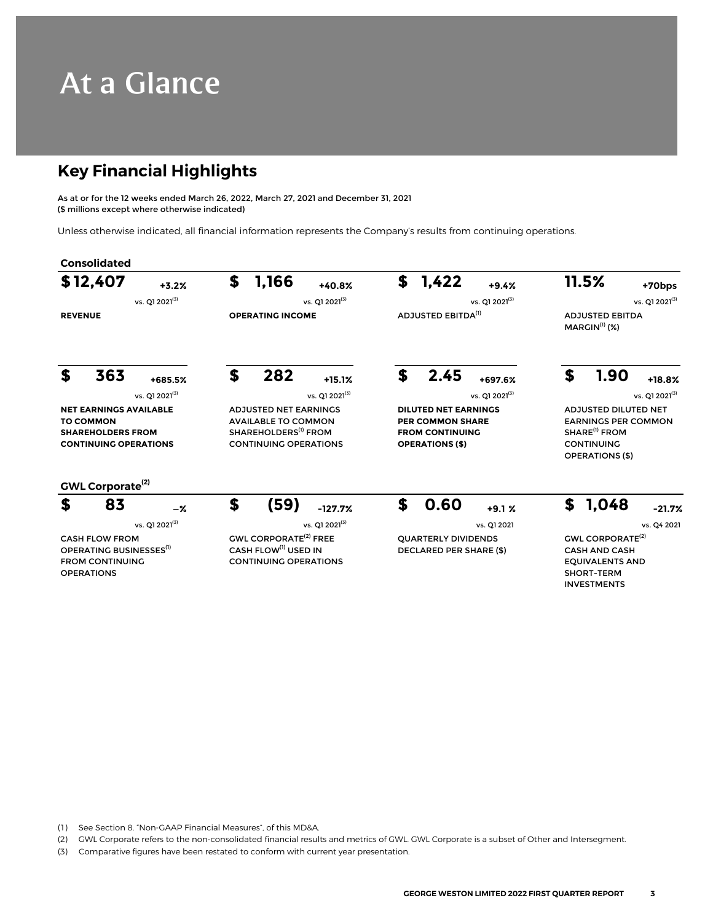# At a Glance

## Key Financial Highlights

As at or for the 12 weeks ended March 26, 2022, March 27, 2021 and December 31, 2021
($ millions except where otherwise indicated)

Unless otherwise indicated, all financial information represents the Company's results from continuing operations.

### Consolidated

| Metric | Value | Change |
|---|---|---|
| **REVENUE** | $12,407 | +3.2% vs. Q1 2021[3] |
| **OPERATING INCOME** | $1,166 | +40.8% vs. Q1 2021[3] |
| ADJUSTED EBITDA[1] | $1,422 | +9.4% vs. Q1 2021[3] |
| ADJUSTED EBITDA MARGIN[1] (%) | 11.5% | +70bps vs. Q1 2021[3] |
| **NET EARNINGS AVAILABLE TO COMMON SHAREHOLDERS FROM CONTINUING OPERATIONS** | $363 | +685.5% vs. Q1 2021[3] |
| ADJUSTED NET EARNINGS AVAILABLE TO COMMON SHAREHOLDERS[1] FROM CONTINUING OPERATIONS | $282 | +15.1% vs. Q1 2021[3] |
| **DILUTED NET EARNINGS PER COMMON SHARE FROM CONTINUING OPERATIONS ($)** | $2.45 | +697.6% vs. Q1 2021[3] |
| ADJUSTED DILUTED NET EARNINGS PER COMMON SHARE[1] FROM CONTINUING OPERATIONS ($) | $1.90 | +18.8% vs. Q1 2021[3] |

### GWL Corporate[2]

| Metric | Value | Change |
|---|---|---|
| CASH FLOW FROM OPERATING BUSINESSES[1] FROM CONTINUING OPERATIONS | $83 | –% vs. Q1 2021[3] |
| GWL CORPORATE[2] FREE CASH FLOW[1] USED IN CONTINUING OPERATIONS | $(59) | -127.7% vs. Q1 2021[3] |
| QUARTERLY DIVIDENDS DECLARED PER SHARE ($) | $0.60 | +9.1 % vs. Q1 2021 |
| GWL CORPORATE[2] CASH AND CASH EQUIVALENTS AND SHORT-TERM INVESTMENTS | $1,048 | -21.7% vs. Q4 2021 |

(1) See Section 8. "Non-GAAP Financial Measures", of this MD&A.

(2) GWL Corporate refers to the non-consolidated financial results and metrics of GWL. GWL Corporate is a subset of Other and Intersegment.

(3) Comparative figures have been restated to conform with current year presentation.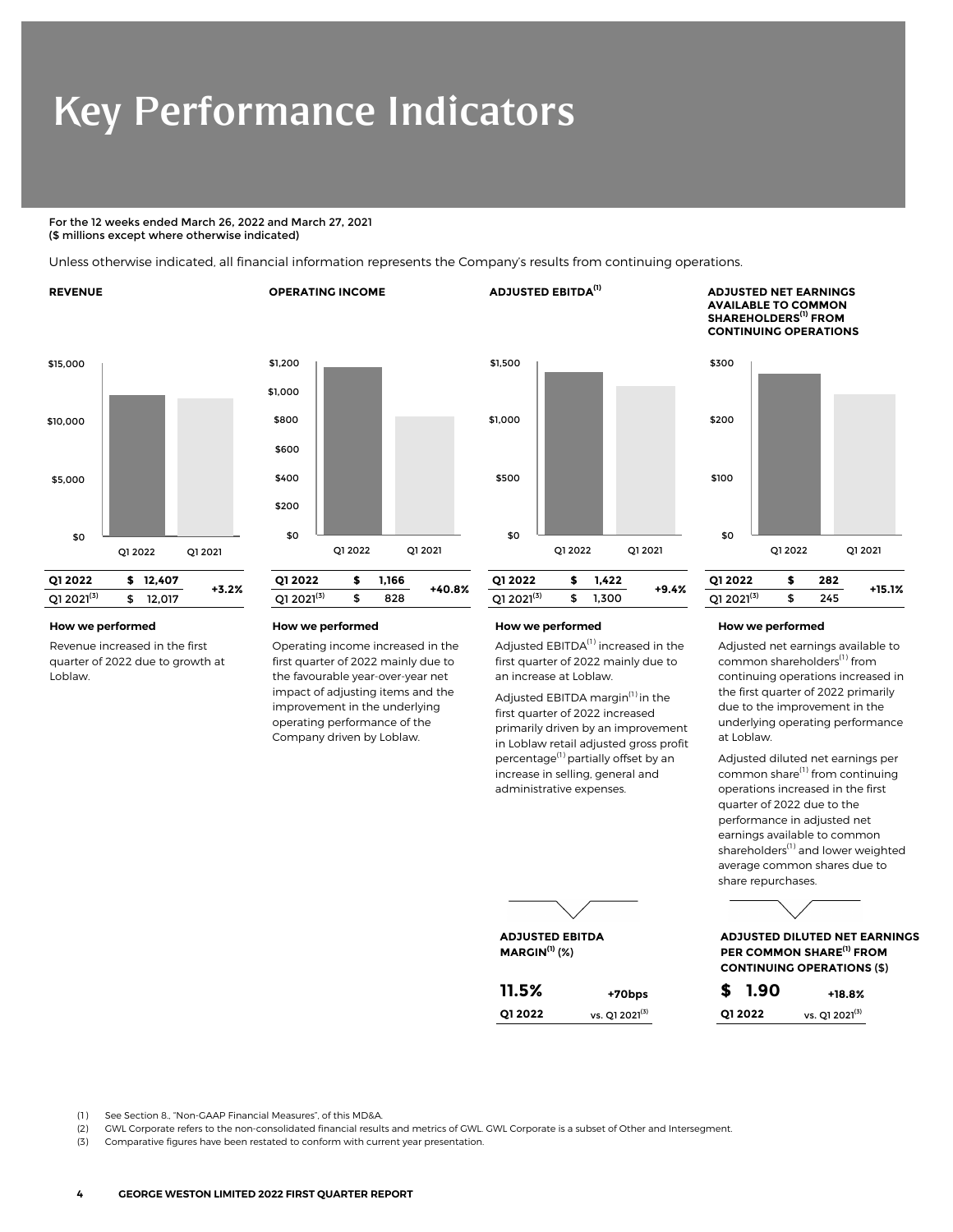# Key Performance Indicators

For the 12 weeks ended March 26, 2022 and March 27, 2021
($ millions except where otherwise indicated)

Unless otherwise indicated, all financial information represents the Company's results from continuing operations.

**REVENUE**

| | | |
|---|---|---|
| Q1 2022 | $ 12,407 | +3.2% |
| Q1 2021[3] | $ 12,017 | |

**How we performed**

Revenue increased in the first quarter of 2022 due to growth at Loblaw.

**OPERATING INCOME**

| | | |
|---|---|---|
| Q1 2022 | $ 1,166 | +40.8% |
| Q1 2021[3] | $ 828 | |

**How we performed**

Operating income increased in the first quarter of 2022 mainly due to the favourable year-over-year net impact of adjusting items and the improvement in the underlying operating performance of the Company driven by Loblaw.

**ADJUSTED EBITDA[1]**

| | | |
|---|---|---|
| Q1 2022 | $ 1,422 | +9.4% |
| Q1 2021[3] | $ 1,300 | |

**How we performed**

Adjusted EBITDA[1] increased in the first quarter of 2022 mainly due to an increase at Loblaw.

Adjusted EBITDA margin[1] in the first quarter of 2022 increased primarily driven by an improvement in Loblaw retail adjusted gross profit percentage[1] partially offset by an increase in selling, general and administrative expenses.

**ADJUSTED EBITDA MARGIN[1] (%)**

| | |
|---|---|
| 11.5% | +70bps |
| Q1 2022 | vs. Q1 2021[3] |

**ADJUSTED NET EARNINGS AVAILABLE TO COMMON SHAREHOLDERS[1] FROM CONTINUING OPERATIONS**

| | | |
|---|---|---|
| Q1 2022 | $ 282 | +15.1% |
| Q1 2021[3] | $ 245 | |

**How we performed**

Adjusted net earnings available to common shareholders[1] from continuing operations increased in the first quarter of 2022 primarily due to the improvement in the underlying operating performance at Loblaw.

Adjusted diluted net earnings per common share[1] from continuing operations increased in the first quarter of 2022 due to the performance in adjusted net earnings available to common shareholders[1] and lower weighted average common shares due to share repurchases.

**ADJUSTED DILUTED NET EARNINGS PER COMMON SHARE[1] FROM CONTINUING OPERATIONS ($)**

| | |
|---|---|
| $ 1.90 | +18.8% |
| Q1 2022 | vs. Q1 2021[3] |

(1) See Section 8., "Non-GAAP Financial Measures", of this MD&A.
(2) GWL Corporate refers to the non-consolidated financial results and metrics of GWL. GWL Corporate is a subset of Other and Intersegment.
(3) Comparative figures have been restated to conform with current year presentation.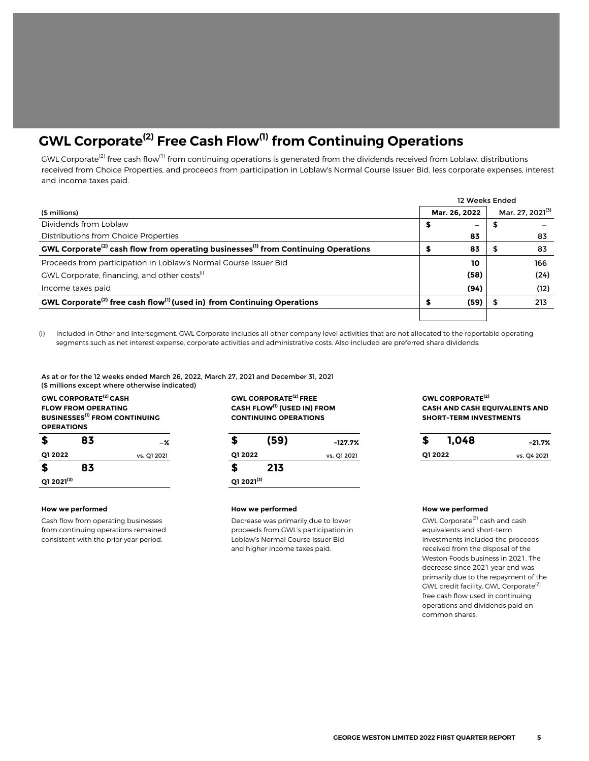# GWL Corporate[2] Free Cash Flow[1] from Continuing Operations

GWL Corporate[2] free cash flow[1] from continuing operations is generated from the dividends received from Loblaw, distributions received from Choice Properties, and proceeds from participation in Loblaw's Normal Course Issuer Bid, less corporate expenses, interest and income taxes paid.

| | 12 Weeks Ended | |
|---|---|---|
| ($ millions) | Mar. 26, 2022 | Mar. 27, 2021[3] |
| Dividends from Loblaw | $ – | $ – |
| Distributions from Choice Properties | 83 | 83 |
| **GWL Corporate[2] cash flow from operating businesses[1] from Continuing Operations** | **$ 83** | **$ 83** |
| Proceeds from participation in Loblaw's Normal Course Issuer Bid | 10 | 166 |
| GWL Corporate, financing, and other costs[i] | (58) | (24) |
| Income taxes paid | (94) | (12) |
| **GWL Corporate[2] free cash flow[1] (used in) from Continuing Operations** | **$ (59)** | **$ 213** |

(i) Included in Other and Intersegment. GWL Corporate includes all other company level activities that are not allocated to the reportable operating segments such as net interest expense, corporate activities and administrative costs. Also included are preferred share dividends.

As at or for the 12 weeks ended March 26, 2022, March 27, 2021 and December 31, 2021
($ millions except where otherwise indicated)

**GWL CORPORATE[2] CASH FLOW FROM OPERATING BUSINESSES[1] FROM CONTINUING OPERATIONS**

| $ 83 | –% |
|---|---|
| Q1 2022 | vs. Q1 2021 |
| $ 83 | |
| Q1 2021[3] | |

**How we performed**

Cash flow from operating businesses from continuing operations remained consistent with the prior year period.

**GWL CORPORATE[2] FREE CASH FLOW[1] (USED IN) FROM CONTINUING OPERATIONS**

| $ (59) | -127.7% |
|---|---|
| Q1 2022 | vs. Q1 2021 |
| $ 213 | |
| Q1 2021[3] | |

**How we performed**

Decrease was primarily due to lower proceeds from GWL's participation in Loblaw's Normal Course Issuer Bid and higher income taxes paid.

**GWL CORPORATE[2] CASH AND CASH EQUIVALENTS AND SHORT-TERM INVESTMENTS**

| $ 1,048 | -21.7% |
|---|---|
| Q1 2022 | vs. Q4 2021 |

**How we performed**

GWL Corporate[2] cash and cash equivalents and short-term investments included the proceeds received from the disposal of the Weston Foods business in 2021. The decrease since 2021 year end was primarily due to the repayment of the GWL credit facility, GWL Corporate[2] free cash flow used in continuing operations and dividends paid on common shares.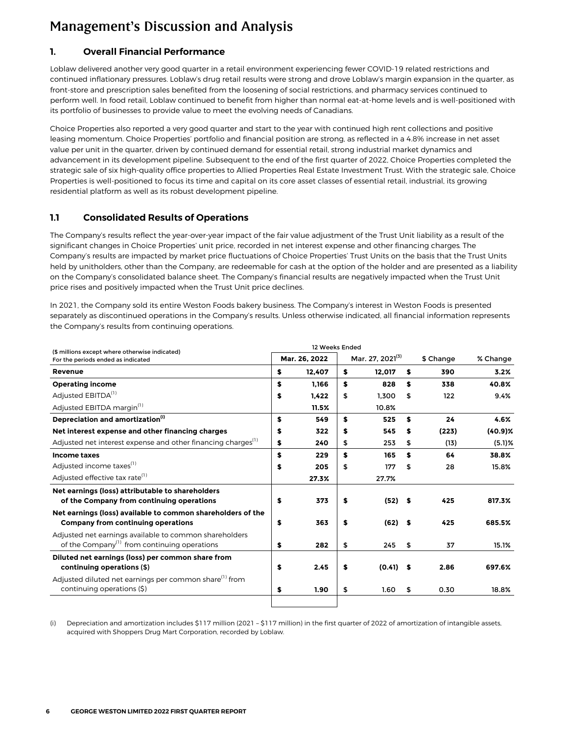# Management's Discussion and Analysis

## 1. Overall Financial Performance

Loblaw delivered another very good quarter in a retail environment experiencing fewer COVID-19 related restrictions and continued inflationary pressures. Loblaw's drug retail results were strong and drove Loblaw's margin expansion in the quarter, as front-store and prescription sales benefited from the loosening of social restrictions, and pharmacy services continued to perform well. In food retail, Loblaw continued to benefit from higher than normal eat-at-home levels and is well-positioned with its portfolio of businesses to provide value to meet the evolving needs of Canadians.

Choice Properties also reported a very good quarter and start to the year with continued high rent collections and positive leasing momentum. Choice Properties' portfolio and financial position are strong, as reflected in a 4.8% increase in net asset value per unit in the quarter, driven by continued demand for essential retail, strong industrial market dynamics and advancement in its development pipeline. Subsequent to the end of the first quarter of 2022, Choice Properties completed the strategic sale of six high-quality office properties to Allied Properties Real Estate Investment Trust. With the strategic sale, Choice Properties is well-positioned to focus its time and capital on its core asset classes of essential retail, industrial, its growing residential platform as well as its robust development pipeline.

## 1.1 Consolidated Results of Operations

The Company's results reflect the year-over-year impact of the fair value adjustment of the Trust Unit liability as a result of the significant changes in Choice Properties' unit price, recorded in net interest expense and other financing charges. The Company's results are impacted by market price fluctuations of Choice Properties' Trust Units on the basis that the Trust Units held by unitholders, other than the Company, are redeemable for cash at the option of the holder and are presented as a liability on the Company's consolidated balance sheet. The Company's financial results are negatively impacted when the Trust Unit price rises and positively impacted when the Trust Unit price declines.

In 2021, the Company sold its entire Weston Foods bakery business. The Company's interest in Weston Foods is presented separately as discontinued operations in the Company's results. Unless otherwise indicated, all financial information represents the Company's results from continuing operations.

| ($ millions except where otherwise indicated) For the periods ended as indicated | 12 Weeks Ended Mar. 26, 2022 | Mar. 27, 2021[3] | $ Change | % Change |
|---|---|---|---|---|
| **Revenue** | **$ 12,407** | **$ 12,017** | **$ 390** | **3.2%** |
| **Operating income** | **$ 1,166** | **$ 828** | **$ 338** | **40.8%** |
| Adjusted EBITDA[1] | **$ 1,422** | $ 1,300 | $ 122 | 9.4% |
| Adjusted EBITDA margin[1] | **11.5%** | 10.8% | | |
| **Depreciation and amortization[(i)]** | **$ 549** | **$ 525** | **$ 24** | **4.6%** |
| **Net interest expense and other financing charges** | **$ 322** | **$ 545** | **$ (223)** | **(40.9)%** |
| Adjusted net interest expense and other financing charges[1] | **$ 240** | $ 253 | $ (13) | (5.1)% |
| **Income taxes** | **$ 229** | **$ 165** | **$ 64** | **38.8%** |
| Adjusted income taxes[1] | **$ 205** | $ 177 | $ 28 | 15.8% |
| Adjusted effective tax rate[1] | **27.3%** | 27.7% | | |
| **Net earnings (loss) attributable to shareholders of the Company from continuing operations** | **$ 373** | **$ (52)** | **$ 425** | **817.3%** |
| **Net earnings (loss) available to common shareholders of the Company from continuing operations** | **$ 363** | **$ (62)** | **$ 425** | **685.5%** |
| Adjusted net earnings available to common shareholders of the Company[1] from continuing operations | **$ 282** | $ 245 | $ 37 | 15.1% |
| **Diluted net earnings (loss) per common share from continuing operations ($)** | **$ 2.45** | **$ (0.41)** | **$ 2.86** | **697.6%** |
| Adjusted diluted net earnings per common share[1] from continuing operations ($) | **$ 1.90** | $ 1.60 | $ 0.30 | 18.8% |

(i) Depreciation and amortization includes $117 million (2021 – $117 million) in the first quarter of 2022 of amortization of intangible assets, acquired with Shoppers Drug Mart Corporation, recorded by Loblaw.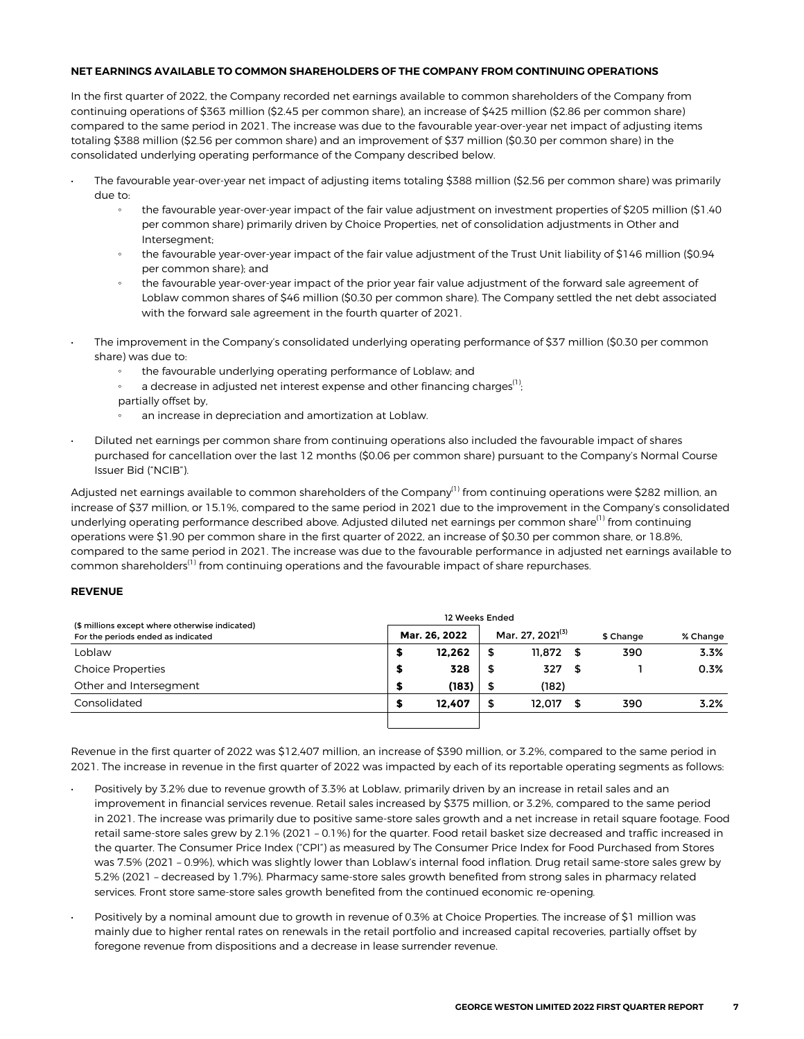### NET EARNINGS AVAILABLE TO COMMON SHAREHOLDERS OF THE COMPANY FROM CONTINUING OPERATIONS

In the first quarter of 2022, the Company recorded net earnings available to common shareholders of the Company from continuing operations of $363 million ($2.45 per common share), an increase of $425 million ($2.86 per common share) compared to the same period in 2021. The increase was due to the favourable year-over-year net impact of adjusting items totaling $388 million ($2.56 per common share) and an improvement of $37 million ($0.30 per common share) in the consolidated underlying operating performance of the Company described below.

- The favourable year-over-year net impact of adjusting items totaling $388 million ($2.56 per common share) was primarily due to:
    - the favourable year-over-year impact of the fair value adjustment on investment properties of $205 million ($1.40 per common share) primarily driven by Choice Properties, net of consolidation adjustments in Other and Intersegment;
    - the favourable year-over-year impact of the fair value adjustment of the Trust Unit liability of $146 million ($0.94 per common share); and
    - the favourable year-over-year impact of the prior year fair value adjustment of the forward sale agreement of Loblaw common shares of $46 million ($0.30 per common share). The Company settled the net debt associated with the forward sale agreement in the fourth quarter of 2021.
- The improvement in the Company's consolidated underlying operating performance of $37 million ($0.30 per common share) was due to:
    - the favourable underlying operating performance of Loblaw; and
    - a decrease in adjusted net interest expense and other financing charges[1];

    partially offset by,
    - an increase in depreciation and amortization at Loblaw.
- Diluted net earnings per common share from continuing operations also included the favourable impact of shares purchased for cancellation over the last 12 months ($0.06 per common share) pursuant to the Company's Normal Course Issuer Bid ("NCIB").

Adjusted net earnings available to common shareholders of the Company[1] from continuing operations were $282 million, an increase of $37 million, or 15.1%, compared to the same period in 2021 due to the improvement in the Company's consolidated underlying operating performance described above. Adjusted diluted net earnings per common share[1] from continuing operations were $1.90 per common share in the first quarter of 2022, an increase of $0.30 per common share, or 18.8%, compared to the same period in 2021. The increase was due to the favourable performance in adjusted net earnings available to common shareholders[1] from continuing operations and the favourable impact of share repurchases.

### REVENUE

| ($ millions except where otherwise indicated) For the periods ended as indicated | 12 Weeks Ended | | | |
|---|---|---|---|---|
| | Mar. 26, 2022 | Mar. 27, 2021[3] | $ Change | % Change |
| Loblaw | $ 12,262 | $ 11,872 | $ 390 | 3.3% |
| Choice Properties | $ 328 | $ 327 | $ 1 | 0.3% |
| Other and Intersegment | $ (183) | $ (182) | | |
| Consolidated | $ 12,407 | $ 12,017 | $ 390 | 3.2% |

Revenue in the first quarter of 2022 was $12,407 million, an increase of $390 million, or 3.2%, compared to the same period in 2021. The increase in revenue in the first quarter of 2022 was impacted by each of its reportable operating segments as follows:

- Positively by 3.2% due to revenue growth of 3.3% at Loblaw, primarily driven by an increase in retail sales and an improvement in financial services revenue. Retail sales increased by $375 million, or 3.2%, compared to the same period in 2021. The increase was primarily due to positive same-store sales growth and a net increase in retail square footage. Food retail same-store sales grew by 2.1% (2021 – 0.1%) for the quarter. Food retail basket size decreased and traffic increased in the quarter. The Consumer Price Index ("CPI") as measured by The Consumer Price Index for Food Purchased from Stores was 7.5% (2021 – 0.9%), which was slightly lower than Loblaw's internal food inflation. Drug retail same-store sales grew by 5.2% (2021 – decreased by 1.7%). Pharmacy same-store sales growth benefited from strong sales in pharmacy related services. Front store same-store sales growth benefited from the continued economic re-opening.
- Positively by a nominal amount due to growth in revenue of 0.3% at Choice Properties. The increase of $1 million was mainly due to higher rental rates on renewals in the retail portfolio and increased capital recoveries, partially offset by foregone revenue from dispositions and a decrease in lease surrender revenue.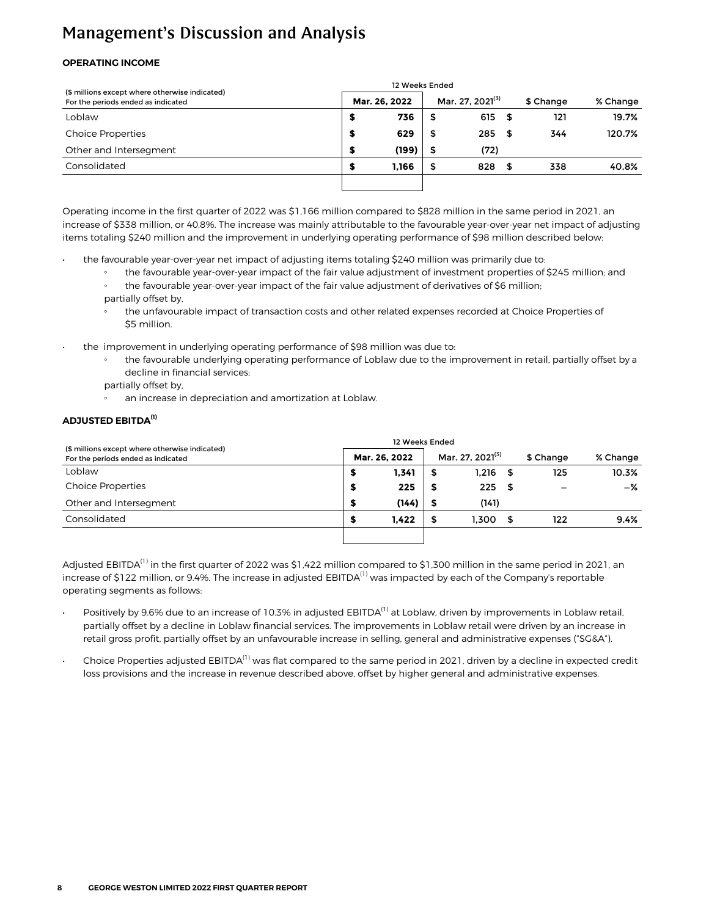# Management's Discussion and Analysis

**OPERATING INCOME**

| ($ millions except where otherwise indicated)<br>For the periods ended as indicated | 12 Weeks Ended | | | |
|---|---|---|---|---|
| | **Mar. 26, 2022** | Mar. 27, 2021[3] | $ Change | % Change |
| Loblaw | **$ 736** | $ 615 | $ 121 | **19.7%** |
| Choice Properties | **$ 629** | $ 285 | $ 344 | **120.7%** |
| Other and Intersegment | **$ (199)** | $ (72) | | |
| Consolidated | **$ 1,166** | $ 828 | $ 338 | **40.8%** |

Operating income in the first quarter of 2022 was $1,166 million compared to $828 million in the same period in 2021, an increase of $338 million, or 40.8%. The increase was mainly attributable to the favourable year-over-year net impact of adjusting items totaling $240 million and the improvement in underlying operating performance of $98 million described below:

- the favourable year-over-year net impact of adjusting items totaling $240 million was primarily due to:
  - the favourable year-over-year impact of the fair value adjustment of investment properties of $245 million; and
  - the favourable year-over-year impact of the fair value adjustment of derivatives of $6 million;

  partially offset by,
  - the unfavourable impact of transaction costs and other related expenses recorded at Choice Properties of $5 million.
- the improvement in underlying operating performance of $98 million was due to:
  - the favourable underlying operating performance of Loblaw due to the improvement in retail, partially offset by a decline in financial services;

  partially offset by,
  - an increase in depreciation and amortization at Loblaw.

**ADJUSTED EBITDA[1]**

| ($ millions except where otherwise indicated)<br>For the periods ended as indicated | 12 Weeks Ended | | | |
|---|---|---|---|---|
| | **Mar. 26, 2022** | Mar. 27, 2021[3] | $ Change | % Change |
| Loblaw | **$ 1,341** | $ 1,216 | $ 125 | **10.3%** |
| Choice Properties | **$ 225** | $ 225 | $ – | **–%** |
| Other and Intersegment | **$ (144)** | $ (141) | | |
| Consolidated | **$ 1,422** | $ 1,300 | $ 122 | **9.4%** |

Adjusted EBITDA[1] in the first quarter of 2022 was $1,422 million compared to $1,300 million in the same period in 2021, an increase of $122 million, or 9.4%. The increase in adjusted EBITDA[1] was impacted by each of the Company's reportable operating segments as follows:

- Positively by 9.6% due to an increase of 10.3% in adjusted EBITDA[1] at Loblaw, driven by improvements in Loblaw retail, partially offset by a decline in Loblaw financial services. The improvements in Loblaw retail were driven by an increase in retail gross profit, partially offset by an unfavourable increase in selling, general and administrative expenses ("SG&A").
- Choice Properties adjusted EBITDA[1] was flat compared to the same period in 2021, driven by a decline in expected credit loss provisions and the increase in revenue described above, offset by higher general and administrative expenses.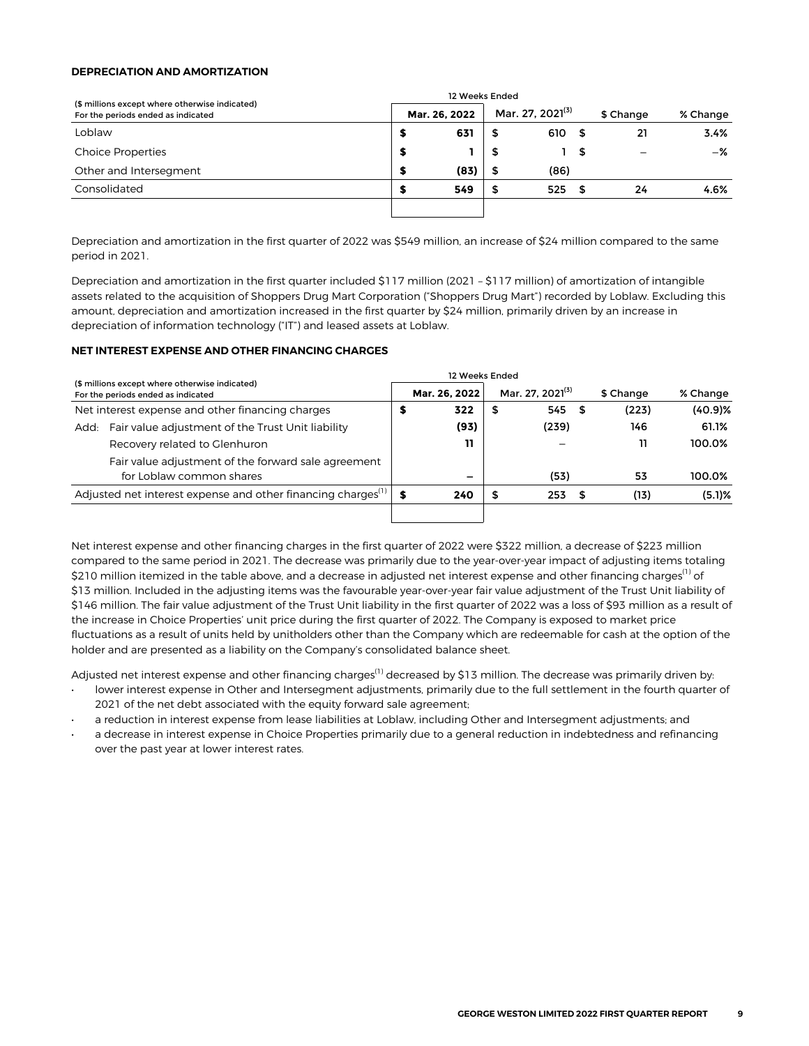## DEPRECIATION AND AMORTIZATION

| ($ millions except where otherwise indicated)<br>For the periods ended as indicated | 12 Weeks Ended<br>Mar. 26, 2022 | Mar. 27, 2021[3] | $ Change | % Change |
|---|---|---|---|---|
| Loblaw | **$ 631** | $ 610 | $ 21 | **3.4%** |
| Choice Properties | **$ 1** | $ 1 | $ – | **–%** |
| Other and Intersegment | **$ (83)** | $ (86) | | |
| Consolidated | **$ 549** | $ 525 | $ 24 | **4.6%** |

Depreciation and amortization in the first quarter of 2022 was $549 million, an increase of $24 million compared to the same period in 2021.

Depreciation and amortization in the first quarter included $117 million (2021 – $117 million) of amortization of intangible assets related to the acquisition of Shoppers Drug Mart Corporation ("Shoppers Drug Mart") recorded by Loblaw. Excluding this amount, depreciation and amortization increased in the first quarter by $24 million, primarily driven by an increase in depreciation of information technology ("IT") and leased assets at Loblaw.

## NET INTEREST EXPENSE AND OTHER FINANCING CHARGES

| ($ millions except where otherwise indicated)<br>For the periods ended as indicated | 12 Weeks Ended<br>Mar. 26, 2022 | Mar. 27, 2021[3] | $ Change | % Change |
|---|---|---|---|---|
| Net interest expense and other financing charges | **$ 322** | $ 545 | $ (223) | **(40.9)%** |
| Add: Fair value adjustment of the Trust Unit liability | **(93)** | (239) | 146 | **61.1%** |
| Recovery related to Glenhuron | **11** | – | 11 | **100.0%** |
| Fair value adjustment of the forward sale agreement for Loblaw common shares | **–** | (53) | 53 | **100.0%** |
| Adjusted net interest expense and other financing charges[1] | **$ 240** | $ 253 | $ (13) | **(5.1)%** |

Net interest expense and other financing charges in the first quarter of 2022 were $322 million, a decrease of $223 million compared to the same period in 2021. The decrease was primarily due to the year-over-year impact of adjusting items totaling $210 million itemized in the table above, and a decrease in adjusted net interest expense and other financing charges[1] of $13 million. Included in the adjusting items was the favourable year-over-year fair value adjustment of the Trust Unit liability of $146 million. The fair value adjustment of the Trust Unit liability in the first quarter of 2022 was a loss of $93 million as a result of the increase in Choice Properties' unit price during the first quarter of 2022. The Company is exposed to market price fluctuations as a result of units held by unitholders other than the Company which are redeemable for cash at the option of the holder and are presented as a liability on the Company's consolidated balance sheet.

Adjusted net interest expense and other financing charges[1] decreased by $13 million. The decrease was primarily driven by:

- lower interest expense in Other and Intersegment adjustments, primarily due to the full settlement in the fourth quarter of 2021 of the net debt associated with the equity forward sale agreement;
- a reduction in interest expense from lease liabilities at Loblaw, including Other and Intersegment adjustments; and
- a decrease in interest expense in Choice Properties primarily due to a general reduction in indebtedness and refinancing over the past year at lower interest rates.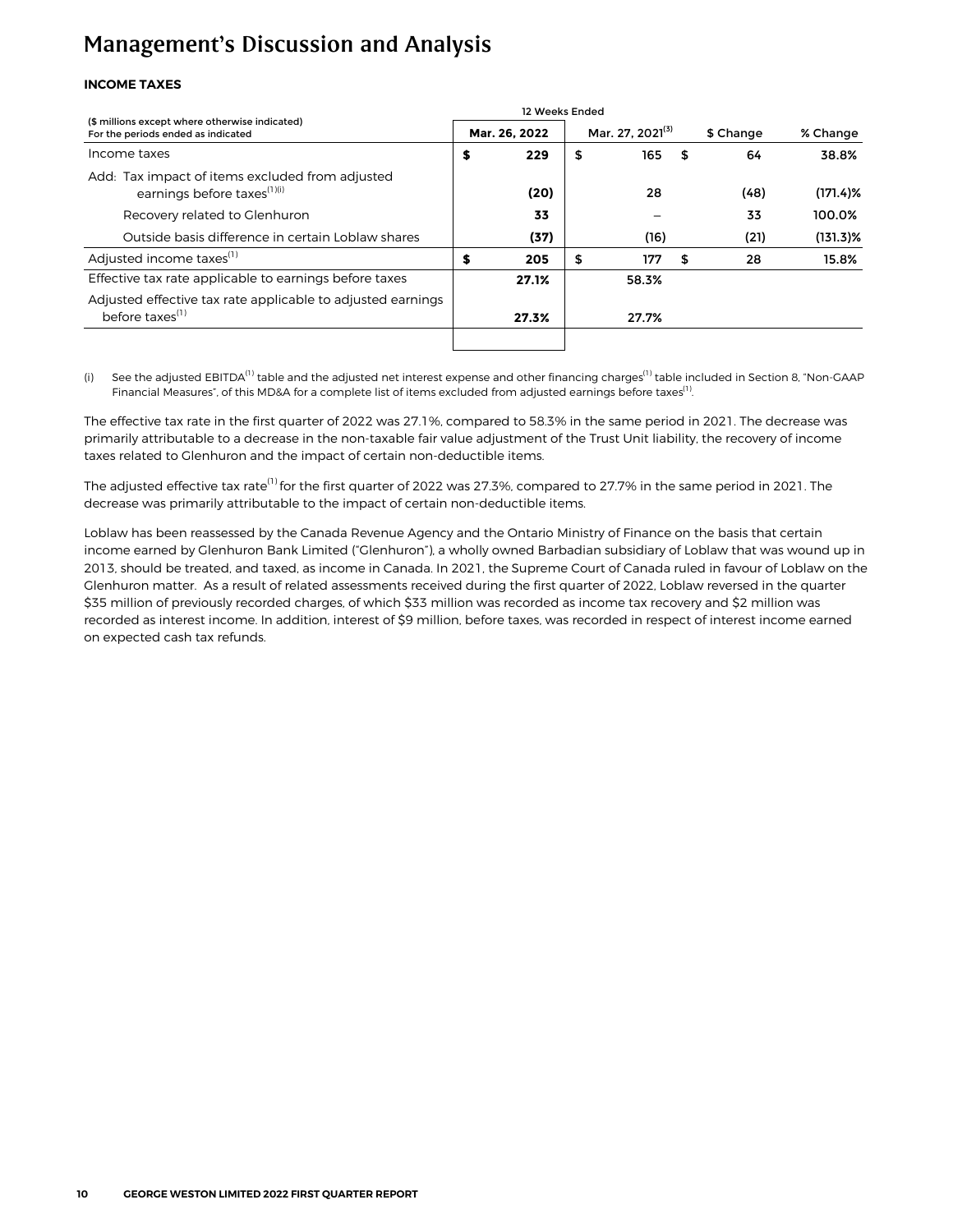# Management's Discussion and Analysis

**INCOME TAXES**

| ($ millions except where otherwise indicated) For the periods ended as indicated | 12 Weeks Ended | | | |
|---|---|---|---|---|
| | **Mar. 26, 2022** | Mar. 27, 2021[3] | $ Change | % Change |
| Income taxes | **$ 229** | $ 165 | $ 64 | **38.8%** |
| Add: Tax impact of items excluded from adjusted earnings before taxes[1](i) | **(20)** | 28 | (48) | **(171.4)%** |
| Recovery related to Glenhuron | **33** | – | 33 | **100.0%** |
| Outside basis difference in certain Loblaw shares | **(37)** | (16) | (21) | **(131.3)%** |
| Adjusted income taxes[1] | **$ 205** | $ 177 | $ 28 | **15.8%** |
| Effective tax rate applicable to earnings before taxes | **27.1%** | 58.3% | | |
| Adjusted effective tax rate applicable to adjusted earnings before taxes[1] | **27.3%** | 27.7% | | |

(i) See the adjusted EBITDA[1] table and the adjusted net interest expense and other financing charges[1] table included in Section 8, "Non-GAAP Financial Measures", of this MD&A for a complete list of items excluded from adjusted earnings before taxes[1].

The effective tax rate in the first quarter of 2022 was 27.1%, compared to 58.3% in the same period in 2021. The decrease was primarily attributable to a decrease in the non-taxable fair value adjustment of the Trust Unit liability, the recovery of income taxes related to Glenhuron and the impact of certain non-deductible items.

The adjusted effective tax rate[1] for the first quarter of 2022 was 27.3%, compared to 27.7% in the same period in 2021. The decrease was primarily attributable to the impact of certain non-deductible items.

Loblaw has been reassessed by the Canada Revenue Agency and the Ontario Ministry of Finance on the basis that certain income earned by Glenhuron Bank Limited ("Glenhuron"), a wholly owned Barbadian subsidiary of Loblaw that was wound up in 2013, should be treated, and taxed, as income in Canada. In 2021, the Supreme Court of Canada ruled in favour of Loblaw on the Glenhuron matter. As a result of related assessments received during the first quarter of 2022, Loblaw reversed in the quarter $35 million of previously recorded charges, of which $33 million was recorded as income tax recovery and $2 million was recorded as interest income. In addition, interest of $9 million, before taxes, was recorded in respect of interest income earned on expected cash tax refunds.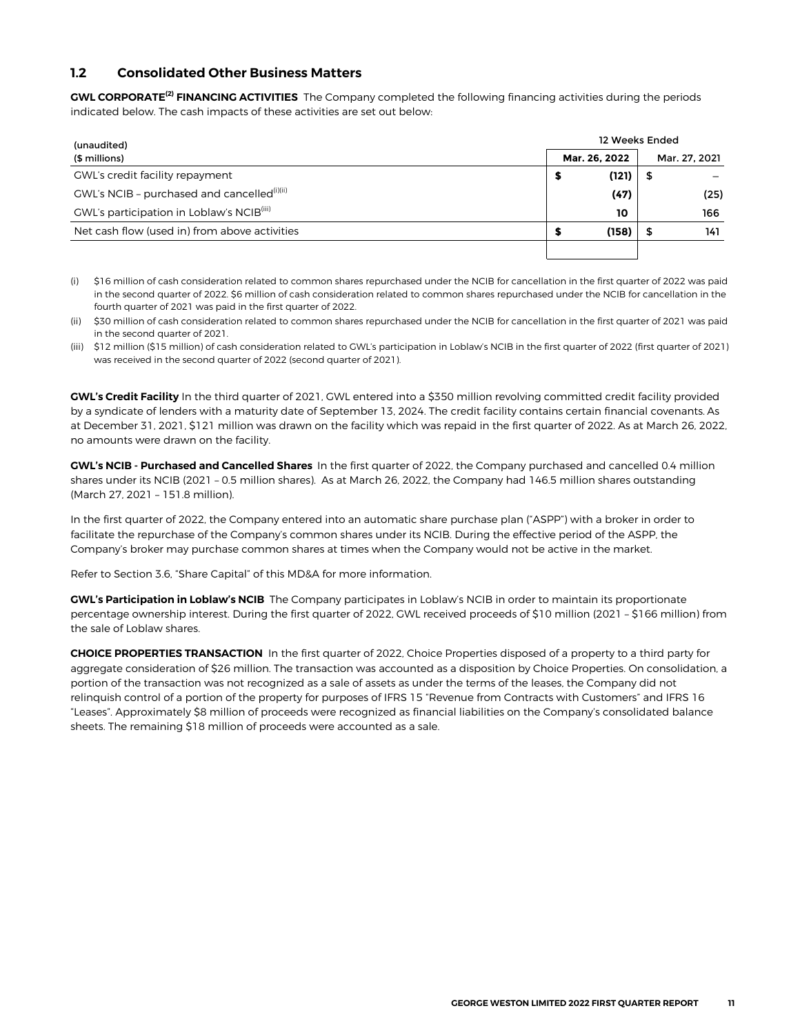## 1.2 Consolidated Other Business Matters

**GWL CORPORATE[2] FINANCING ACTIVITIES** The Company completed the following financing activities during the periods indicated below. The cash impacts of these activities are set out below:

| (unaudited) | 12 Weeks Ended | |
|---|---|---|
| ($ millions) | **Mar. 26, 2022** | Mar. 27, 2021 |
| GWL's credit facility repayment | **$ (121)** | $ – |
| GWL's NCIB – purchased and cancelled[(i)(ii)] | **(47)** | (25) |
| GWL's participation in Loblaw's NCIB[(iii)] | **10** | 166 |
| Net cash flow (used in) from above activities | **$ (158)** | $ 141 |

(i) $16 million of cash consideration related to common shares repurchased under the NCIB for cancellation in the first quarter of 2022 was paid in the second quarter of 2022. $6 million of cash consideration related to common shares repurchased under the NCIB for cancellation in the fourth quarter of 2021 was paid in the first quarter of 2022.

(ii) $30 million of cash consideration related to common shares repurchased under the NCIB for cancellation in the first quarter of 2021 was paid in the second quarter of 2021.

(iii) $12 million ($15 million) of cash consideration related to GWL's participation in Loblaw's NCIB in the first quarter of 2022 (first quarter of 2021) was received in the second quarter of 2022 (second quarter of 2021).

**GWL's Credit Facility** In the third quarter of 2021, GWL entered into a $350 million revolving committed credit facility provided by a syndicate of lenders with a maturity date of September 13, 2024. The credit facility contains certain financial covenants. As at December 31, 2021, $121 million was drawn on the facility which was repaid in the first quarter of 2022. As at March 26, 2022, no amounts were drawn on the facility.

**GWL's NCIB - Purchased and Cancelled Shares** In the first quarter of 2022, the Company purchased and cancelled 0.4 million shares under its NCIB (2021 – 0.5 million shares). As at March 26, 2022, the Company had 146.5 million shares outstanding (March 27, 2021 – 151.8 million).

In the first quarter of 2022, the Company entered into an automatic share purchase plan ("ASPP") with a broker in order to facilitate the repurchase of the Company's common shares under its NCIB. During the effective period of the ASPP, the Company's broker may purchase common shares at times when the Company would not be active in the market.

Refer to Section 3.6, "Share Capital" of this MD&A for more information.

**GWL's Participation in Loblaw's NCIB** The Company participates in Loblaw's NCIB in order to maintain its proportionate percentage ownership interest. During the first quarter of 2022, GWL received proceeds of $10 million (2021 – $166 million) from the sale of Loblaw shares.

**CHOICE PROPERTIES TRANSACTION** In the first quarter of 2022, Choice Properties disposed of a property to a third party for aggregate consideration of $26 million. The transaction was accounted as a disposition by Choice Properties. On consolidation, a portion of the transaction was not recognized as a sale of assets as under the terms of the leases, the Company did not relinquish control of a portion of the property for purposes of IFRS 15 "Revenue from Contracts with Customers" and IFRS 16 "Leases". Approximately $8 million of proceeds were recognized as financial liabilities on the Company's consolidated balance sheets. The remaining $18 million of proceeds were accounted as a sale.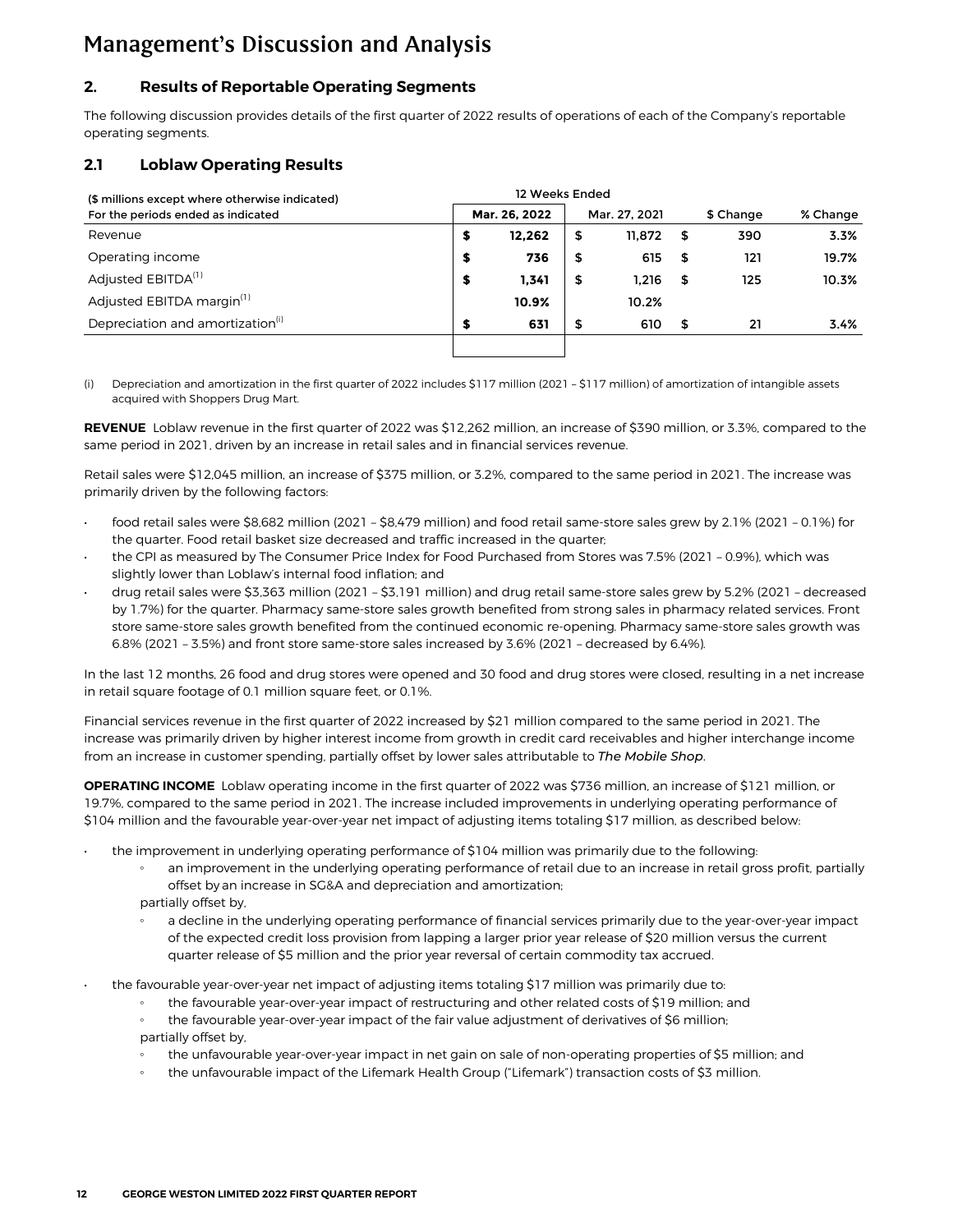# Management's Discussion and Analysis

## 2. Results of Reportable Operating Segments

The following discussion provides details of the first quarter of 2022 results of operations of each of the Company's reportable operating segments.

### 2.1 Loblaw Operating Results

| ($ millions except where otherwise indicated) | 12 Weeks Ended | | | |
|---|---|---|---|---|
| For the periods ended as indicated | Mar. 26, 2022 | Mar. 27, 2021 | $ Change | % Change |
| Revenue | **$ 12,262** | $ 11,872 | $ 390 | **3.3%** |
| Operating income | **$ 736** | $ 615 | $ 121 | **19.7%** |
| Adjusted EBITDA[1] | **$ 1,341** | $ 1,216 | $ 125 | **10.3%** |
| Adjusted EBITDA margin[1] | **10.9%** | 10.2% | | |
| Depreciation and amortization[(i)] | **$ 631** | $ 610 | $ 21 | **3.4%** |

(i) Depreciation and amortization in the first quarter of 2022 includes $117 million (2021 – $117 million) of amortization of intangible assets acquired with Shoppers Drug Mart.

**REVENUE** Loblaw revenue in the first quarter of 2022 was $12,262 million, an increase of $390 million, or 3.3%, compared to the same period in 2021, driven by an increase in retail sales and in financial services revenue.

Retail sales were $12,045 million, an increase of $375 million, or 3.2%, compared to the same period in 2021. The increase was primarily driven by the following factors:

- food retail sales were $8,682 million (2021 – $8,479 million) and food retail same-store sales grew by 2.1% (2021 – 0.1%) for the quarter. Food retail basket size decreased and traffic increased in the quarter;
- the CPI as measured by The Consumer Price Index for Food Purchased from Stores was 7.5% (2021 – 0.9%), which was slightly lower than Loblaw's internal food inflation; and
- drug retail sales were $3,363 million (2021 – $3,191 million) and drug retail same-store sales grew by 5.2% (2021 – decreased by 1.7%) for the quarter. Pharmacy same-store sales growth benefited from strong sales in pharmacy related services. Front store same-store sales growth benefited from the continued economic re-opening. Pharmacy same-store sales growth was 6.8% (2021 – 3.5%) and front store same-store sales increased by 3.6% (2021 – decreased by 6.4%).

In the last 12 months, 26 food and drug stores were opened and 30 food and drug stores were closed, resulting in a net increase in retail square footage of 0.1 million square feet, or 0.1%.

Financial services revenue in the first quarter of 2022 increased by $21 million compared to the same period in 2021. The increase was primarily driven by higher interest income from growth in credit card receivables and higher interchange income from an increase in customer spending, partially offset by lower sales attributable to *The Mobile Shop*.

**OPERATING INCOME** Loblaw operating income in the first quarter of 2022 was $736 million, an increase of $121 million, or 19.7%, compared to the same period in 2021. The increase included improvements in underlying operating performance of $104 million and the favourable year-over-year net impact of adjusting items totaling $17 million, as described below:

- the improvement in underlying operating performance of $104 million was primarily due to the following:
  - an improvement in the underlying operating performance of retail due to an increase in retail gross profit, partially offset by an increase in SG&A and depreciation and amortization;

  partially offset by,
  - a decline in the underlying operating performance of financial services primarily due to the year-over-year impact of the expected credit loss provision from lapping a larger prior year release of $20 million versus the current quarter release of $5 million and the prior year reversal of certain commodity tax accrued.
- the favourable year-over-year net impact of adjusting items totaling $17 million was primarily due to:
  - the favourable year-over-year impact of restructuring and other related costs of $19 million; and
  - the favourable year-over-year impact of the fair value adjustment of derivatives of $6 million;

  partially offset by,
  - the unfavourable year-over-year impact in net gain on sale of non-operating properties of $5 million; and
  - the unfavourable impact of the Lifemark Health Group ("Lifemark") transaction costs of $3 million.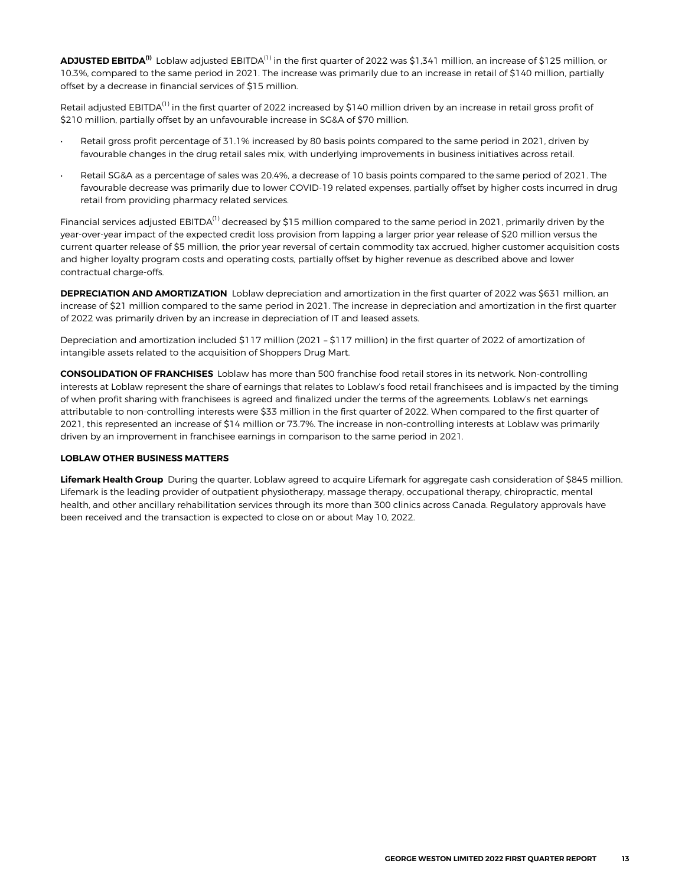**ADJUSTED EBITDA[1]** Loblaw adjusted EBITDA[1] in the first quarter of 2022 was $1,341 million, an increase of $125 million, or 10.3%, compared to the same period in 2021. The increase was primarily due to an increase in retail of $140 million, partially offset by a decrease in financial services of $15 million.

Retail adjusted EBITDA[1] in the first quarter of 2022 increased by $140 million driven by an increase in retail gross profit of $210 million, partially offset by an unfavourable increase in SG&A of $70 million.

- Retail gross profit percentage of 31.1% increased by 80 basis points compared to the same period in 2021, driven by favourable changes in the drug retail sales mix, with underlying improvements in business initiatives across retail.
- Retail SG&A as a percentage of sales was 20.4%, a decrease of 10 basis points compared to the same period of 2021. The favourable decrease was primarily due to lower COVID-19 related expenses, partially offset by higher costs incurred in drug retail from providing pharmacy related services.

Financial services adjusted EBITDA[1] decreased by $15 million compared to the same period in 2021, primarily driven by the year-over-year impact of the expected credit loss provision from lapping a larger prior year release of $20 million versus the current quarter release of $5 million, the prior year reversal of certain commodity tax accrued, higher customer acquisition costs and higher loyalty program costs and operating costs, partially offset by higher revenue as described above and lower contractual charge-offs.

**DEPRECIATION AND AMORTIZATION** Loblaw depreciation and amortization in the first quarter of 2022 was $631 million, an increase of $21 million compared to the same period in 2021. The increase in depreciation and amortization in the first quarter of 2022 was primarily driven by an increase in depreciation of IT and leased assets.

Depreciation and amortization included $117 million (2021 – $117 million) in the first quarter of 2022 of amortization of intangible assets related to the acquisition of Shoppers Drug Mart.

**CONSOLIDATION OF FRANCHISES** Loblaw has more than 500 franchise food retail stores in its network. Non-controlling interests at Loblaw represent the share of earnings that relates to Loblaw's food retail franchisees and is impacted by the timing of when profit sharing with franchisees is agreed and finalized under the terms of the agreements. Loblaw's net earnings attributable to non-controlling interests were $33 million in the first quarter of 2022. When compared to the first quarter of 2021, this represented an increase of $14 million or 73.7%. The increase in non-controlling interests at Loblaw was primarily driven by an improvement in franchisee earnings in comparison to the same period in 2021.

**LOBLAW OTHER BUSINESS MATTERS**

**Lifemark Health Group** During the quarter, Loblaw agreed to acquire Lifemark for aggregate cash consideration of $845 million. Lifemark is the leading provider of outpatient physiotherapy, massage therapy, occupational therapy, chiropractic, mental health, and other ancillary rehabilitation services through its more than 300 clinics across Canada. Regulatory approvals have been received and the transaction is expected to close on or about May 10, 2022.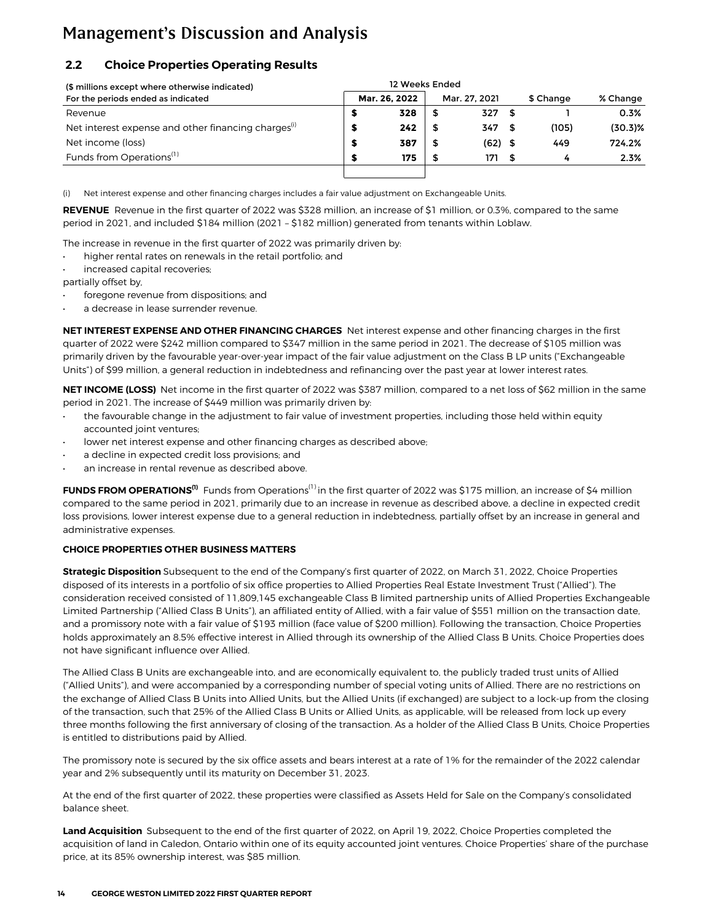# Management's Discussion and Analysis

## 2.2 Choice Properties Operating Results

| ($ millions except where otherwise indicated) | 12 Weeks Ended | | | |
|---|---|---|---|---|
| For the periods ended as indicated | Mar. 26, 2022 | Mar. 27, 2021 | $ Change | % Change |
| Revenue | **$ 328** | $ 327 | $ 1 | **0.3%** |
| Net interest expense and other financing charges[i] | **$ 242** | $ 347 | $ (105) | **(30.3)%** |
| Net income (loss) | **$ 387** | $ (62) | $ 449 | **724.2%** |
| Funds from Operations[1] | **$ 175** | $ 171 | $ 4 | **2.3%** |

(i) Net interest expense and other financing charges includes a fair value adjustment on Exchangeable Units.

**REVENUE** Revenue in the first quarter of 2022 was $328 million, an increase of $1 million, or 0.3%, compared to the same period in 2021, and included $184 million (2021 – $182 million) generated from tenants within Loblaw.

The increase in revenue in the first quarter of 2022 was primarily driven by:

- higher rental rates on renewals in the retail portfolio; and
- increased capital recoveries;

partially offset by,

- foregone revenue from dispositions; and
- a decrease in lease surrender revenue.

**NET INTEREST EXPENSE AND OTHER FINANCING CHARGES** Net interest expense and other financing charges in the first quarter of 2022 were $242 million compared to $347 million in the same period in 2021. The decrease of $105 million was primarily driven by the favourable year-over-year impact of the fair value adjustment on the Class B LP units ("Exchangeable Units") of $99 million, a general reduction in indebtedness and refinancing over the past year at lower interest rates.

**NET INCOME (LOSS)** Net income in the first quarter of 2022 was $387 million, compared to a net loss of $62 million in the same period in 2021. The increase of $449 million was primarily driven by:

- the favourable change in the adjustment to fair value of investment properties, including those held within equity accounted joint ventures;
- lower net interest expense and other financing charges as described above;
- a decline in expected credit loss provisions; and
- an increase in rental revenue as described above.

**FUNDS FROM OPERATIONS[1]** Funds from Operations[1] in the first quarter of 2022 was $175 million, an increase of $4 million compared to the same period in 2021, primarily due to an increase in revenue as described above, a decline in expected credit loss provisions, lower interest expense due to a general reduction in indebtedness, partially offset by an increase in general and administrative expenses.

**CHOICE PROPERTIES OTHER BUSINESS MATTERS**

**Strategic Disposition** Subsequent to the end of the Company's first quarter of 2022, on March 31, 2022, Choice Properties disposed of its interests in a portfolio of six office properties to Allied Properties Real Estate Investment Trust ("Allied"). The consideration received consisted of 11,809,145 exchangeable Class B limited partnership units of Allied Properties Exchangeable Limited Partnership ("Allied Class B Units"), an affiliated entity of Allied, with a fair value of $551 million on the transaction date, and a promissory note with a fair value of $193 million (face value of $200 million). Following the transaction, Choice Properties holds approximately an 8.5% effective interest in Allied through its ownership of the Allied Class B Units. Choice Properties does not have significant influence over Allied.

The Allied Class B Units are exchangeable into, and are economically equivalent to, the publicly traded trust units of Allied ("Allied Units"), and were accompanied by a corresponding number of special voting units of Allied. There are no restrictions on the exchange of Allied Class B Units into Allied Units, but the Allied Units (if exchanged) are subject to a lock-up from the closing of the transaction, such that 25% of the Allied Class B Units or Allied Units, as applicable, will be released from lock up every three months following the first anniversary of closing of the transaction. As a holder of the Allied Class B Units, Choice Properties is entitled to distributions paid by Allied.

The promissory note is secured by the six office assets and bears interest at a rate of 1% for the remainder of the 2022 calendar year and 2% subsequently until its maturity on December 31, 2023.

At the end of the first quarter of 2022, these properties were classified as Assets Held for Sale on the Company's consolidated balance sheet.

**Land Acquisition** Subsequent to the end of the first quarter of 2022, on April 19, 2022, Choice Properties completed the acquisition of land in Caledon, Ontario within one of its equity accounted joint ventures. Choice Properties' share of the purchase price, at its 85% ownership interest, was $85 million.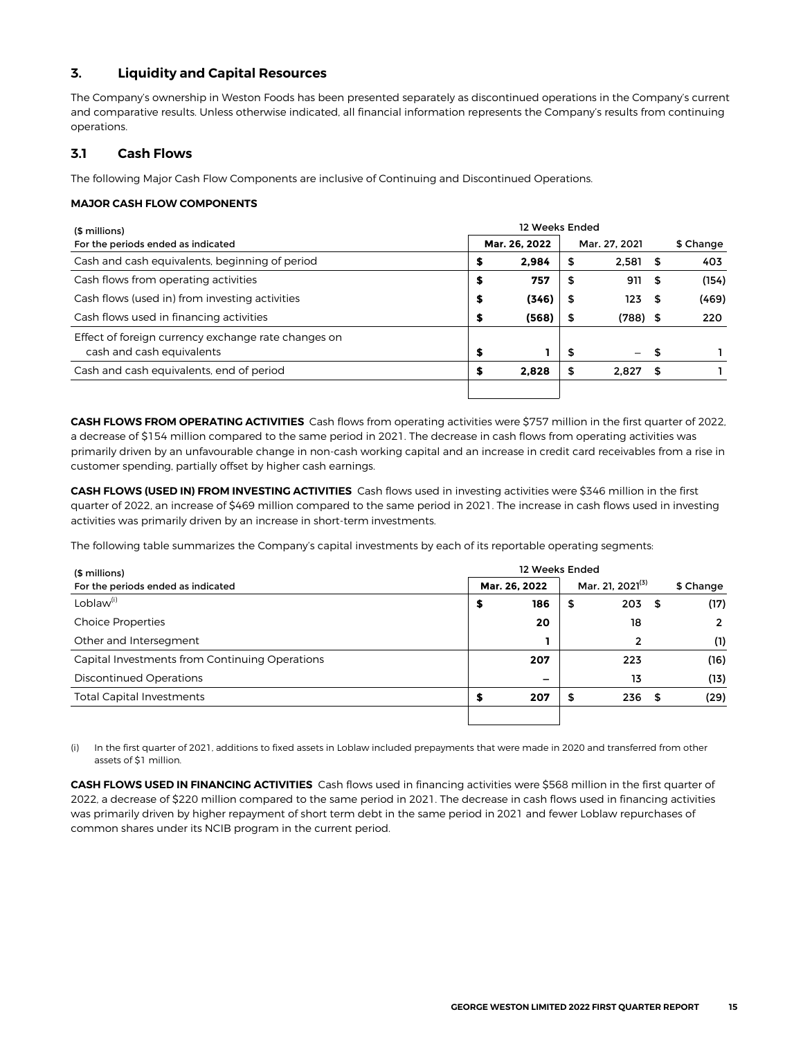## 3. Liquidity and Capital Resources

The Company's ownership in Weston Foods has been presented separately as discontinued operations in the Company's current and comparative results. Unless otherwise indicated, all financial information represents the Company's results from continuing operations.

### 3.1 Cash Flows

The following Major Cash Flow Components are inclusive of Continuing and Discontinued Operations.

**MAJOR CASH FLOW COMPONENTS**

| ($ millions) | 12 Weeks Ended | | |
|---|---|---|---|
| For the periods ended as indicated | Mar. 26, 2022 | Mar. 27, 2021 | $ Change |
| Cash and cash equivalents, beginning of period | $ **2,984** | $ 2,581 | $ 403 |
| Cash flows from operating activities | $ **757** | $ 911 | $ (154) |
| Cash flows (used in) from investing activities | $ **(346)** | $ 123 | $ (469) |
| Cash flows used in financing activities | $ **(568)** | $ (788) | $ 220 |
| Effect of foreign currency exchange rate changes on cash and cash equivalents | $ **1** | $ – | $ 1 |
| Cash and cash equivalents, end of period | $ **2,828** | $ 2,827 | $ 1 |

**CASH FLOWS FROM OPERATING ACTIVITIES** Cash flows from operating activities were $757 million in the first quarter of 2022, a decrease of $154 million compared to the same period in 2021. The decrease in cash flows from operating activities was primarily driven by an unfavourable change in non-cash working capital and an increase in credit card receivables from a rise in customer spending, partially offset by higher cash earnings.

**CASH FLOWS (USED IN) FROM INVESTING ACTIVITIES** Cash flows used in investing activities were $346 million in the first quarter of 2022, an increase of $469 million compared to the same period in 2021. The increase in cash flows used in investing activities was primarily driven by an increase in short-term investments.

The following table summarizes the Company's capital investments by each of its reportable operating segments:

| ($ millions) | 12 Weeks Ended | | |
|---|---|---|---|
| For the periods ended as indicated | Mar. 26, 2022 | Mar. 21, 2021[(3)] | $ Change |
| Loblaw[(i)] | $ **186** | $ 203 | $ (17) |
| Choice Properties | **20** | 18 | 2 |
| Other and Intersegment | **1** | 2 | (1) |
| Capital Investments from Continuing Operations | **207** | 223 | (16) |
| Discontinued Operations | **–** | 13 | (13) |
| Total Capital Investments | $ **207** | $ 236 | $ (29) |

(i) In the first quarter of 2021, additions to fixed assets in Loblaw included prepayments that were made in 2020 and transferred from other assets of $1 million.

**CASH FLOWS USED IN FINANCING ACTIVITIES** Cash flows used in financing activities were $568 million in the first quarter of 2022, a decrease of $220 million compared to the same period in 2021. The decrease in cash flows used in financing activities was primarily driven by higher repayment of short term debt in the same period in 2021 and fewer Loblaw repurchases of common shares under its NCIB program in the current period.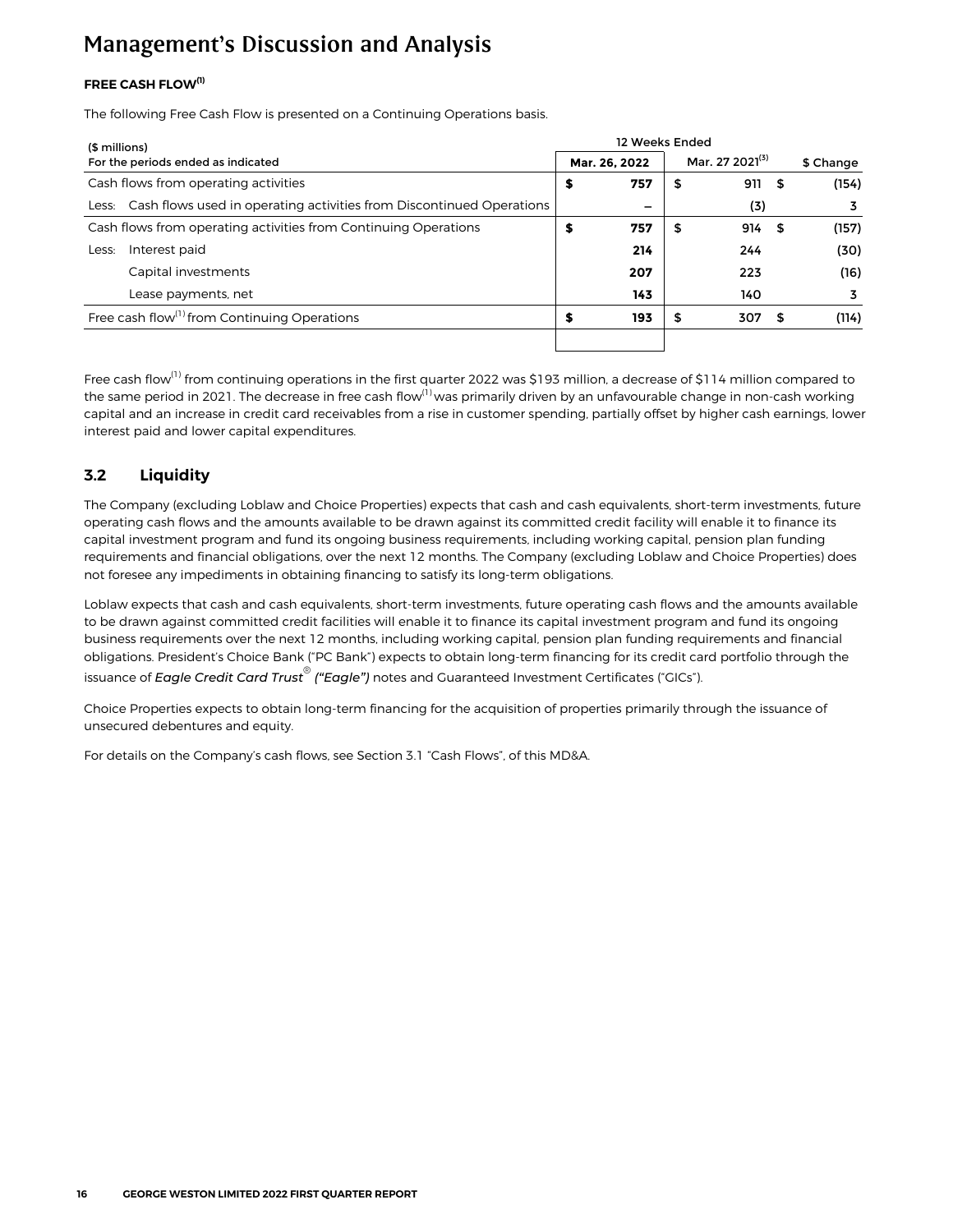# Management's Discussion and Analysis

**FREE CASH FLOW[1]**

The following Free Cash Flow is presented on a Continuing Operations basis.

| ($ millions) For the periods ended as indicated | 12 Weeks Ended | | |
|---|---|---|---|
| | Mar. 26, 2022 | Mar. 27 2021[3] | $ Change |
| Cash flows from operating activities | $ 757 | $ 911 | $ (154) |
| Less: Cash flows used in operating activities from Discontinued Operations | – | (3) | 3 |
| Cash flows from operating activities from Continuing Operations | $ 757 | $ 914 | $ (157) |
| Less: Interest paid | 214 | 244 | (30) |
| Capital investments | 207 | 223 | (16) |
| Lease payments, net | 143 | 140 | 3 |
| Free cash flow[1] from Continuing Operations | $ 193 | $ 307 | $ (114) |

Free cash flow[1] from continuing operations in the first quarter 2022 was $193 million, a decrease of $114 million compared to the same period in 2021. The decrease in free cash flow[1] was primarily driven by an unfavourable change in non-cash working capital and an increase in credit card receivables from a rise in customer spending, partially offset by higher cash earnings, lower interest paid and lower capital expenditures.

## 3.2 Liquidity

The Company (excluding Loblaw and Choice Properties) expects that cash and cash equivalents, short-term investments, future operating cash flows and the amounts available to be drawn against its committed credit facility will enable it to finance its capital investment program and fund its ongoing business requirements, including working capital, pension plan funding requirements and financial obligations, over the next 12 months. The Company (excluding Loblaw and Choice Properties) does not foresee any impediments in obtaining financing to satisfy its long-term obligations.

Loblaw expects that cash and cash equivalents, short-term investments, future operating cash flows and the amounts available to be drawn against committed credit facilities will enable it to finance its capital investment program and fund its ongoing business requirements over the next 12 months, including working capital, pension plan funding requirements and financial obligations. President's Choice Bank ("PC Bank") expects to obtain long-term financing for its credit card portfolio through the issuance of ***Eagle Credit Card Trust® ("Eagle")*** notes and Guaranteed Investment Certificates ("GICs").

Choice Properties expects to obtain long-term financing for the acquisition of properties primarily through the issuance of unsecured debentures and equity.

For details on the Company's cash flows, see Section 3.1 "Cash Flows", of this MD&A.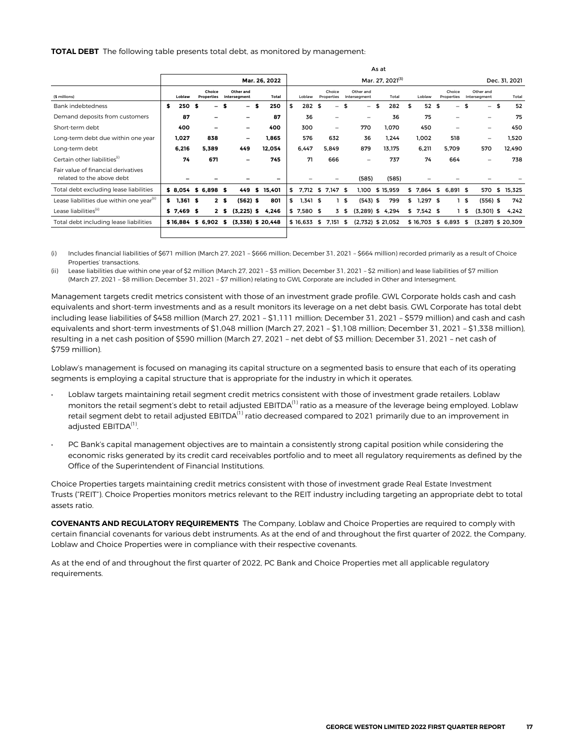**TOTAL DEBT** The following table presents total debt, as monitored by management:

| | As at | | | | | | | | | | | |
|---|---|---|---|---|---|---|---|---|---|---|---|---|
| | Mar. 26, 2022 | | | | Mar. 27, 2021[3] | | | | Dec. 31, 2021 | | | |
| ($ millions) | Loblaw | Choice Properties | Other and Intersegment | Total | Loblaw | Choice Properties | Other and Intersegment | Total | Loblaw | Choice Properties | Other and Intersegment | Total |
| Bank indebtedness | $ 250 | $ – | $ – | $ 250 | $ 282 | $ – | $ – | $ 282 | $ 52 | $ – | $ – | $ 52 |
| Demand deposits from customers | 87 | – | – | 87 | 36 | – | – | 36 | 75 | – | – | 75 |
| Short-term debt | 400 | – | – | 400 | 300 | – | 770 | 1,070 | 450 | – | – | 450 |
| Long-term debt due within one year | 1,027 | 838 | – | 1,865 | 576 | 632 | 36 | 1,244 | 1,002 | 518 | – | 1,520 |
| Long-term debt | 6,216 | 5,389 | 449 | 12,054 | 6,447 | 5,849 | 879 | 13,175 | 6,211 | 5,709 | 570 | 12,490 |
| Certain other liabilities[(i)] | 74 | 671 | – | 745 | 71 | 666 | – | 737 | 74 | 664 | – | 738 |
| Fair value of financial derivatives related to the above debt | – | – | – | – | – | – | (585) | (585) | – | – | – | – |
| Total debt excluding lease liabilities | $ 8,054 | $ 6,898 | $ 449 | $ 15,401 | $ 7,712 | $ 7,147 | $ 1,100 | $ 15,959 | $ 7,864 | $ 6,891 | $ 570 | $ 15,325 |
| Lease liabilities due within one year[(ii)] | $ 1,361 | $ 2 | $ (562) | $ 801 | $ 1,341 | $ 1 | $ (543) | $ 799 | $ 1,297 | $ 1 | $ (556) | $ 742 |
| Lease liabilities[(ii)] | $ 7,469 | $ 2 | $ (3,225) | $ 4,246 | $ 7,580 | $ 3 | $ (3,289) | $ 4,294 | $ 7,542 | $ 1 | $ (3,301) | $ 4,242 |
| Total debt including lease liabilities | $ 16,884 | $ 6,902 | $ (3,338) | $ 20,448 | $ 16,633 | $ 7,151 | $ (2,732) | $ 21,052 | $ 16,703 | $ 6,893 | $ (3,287) | $ 20,309 |

(i) Includes financial liabilities of $671 million (March 27, 2021 – $666 million; December 31, 2021 – $664 million) recorded primarily as a result of Choice Properties' transactions.

(ii) Lease liabilities due within one year of $2 million (March 27, 2021 – $3 million; December 31, 2021 – $2 million) and lease liabilities of $7 million (March 27, 2021 – $8 million; December 31, 2021 – $7 million) relating to GWL Corporate are included in Other and Intersegment.

Management targets credit metrics consistent with those of an investment grade profile. GWL Corporate holds cash and cash equivalents and short-term investments and as a result monitors its leverage on a net debt basis. GWL Corporate has total debt including lease liabilities of $458 million (March 27, 2021 – $1,111 million; December 31, 2021 – $579 million) and cash and cash equivalents and short-term investments of $1,048 million (March 27, 2021 – $1,108 million; December 31, 2021 – $1,338 million), resulting in a net cash position of $590 million (March 27, 2021 – net debt of $3 million; December 31, 2021 – net cash of $759 million).

Loblaw's management is focused on managing its capital structure on a segmented basis to ensure that each of its operating segments is employing a capital structure that is appropriate for the industry in which it operates.

- Loblaw targets maintaining retail segment credit metrics consistent with those of investment grade retailers. Loblaw monitors the retail segment's debt to retail adjusted EBITDA[(1)] ratio as a measure of the leverage being employed. Loblaw retail segment debt to retail adjusted EBITDA[(1)] ratio decreased compared to 2021 primarily due to an improvement in adjusted EBITDA[(1)].
- PC Bank's capital management objectives are to maintain a consistently strong capital position while considering the economic risks generated by its credit card receivables portfolio and to meet all regulatory requirements as defined by the Office of the Superintendent of Financial Institutions.

Choice Properties targets maintaining credit metrics consistent with those of investment grade Real Estate Investment Trusts ("REIT"). Choice Properties monitors metrics relevant to the REIT industry including targeting an appropriate debt to total assets ratio.

**COVENANTS AND REGULATORY REQUIREMENTS** The Company, Loblaw and Choice Properties are required to comply with certain financial covenants for various debt instruments. As at the end of and throughout the first quarter of 2022, the Company, Loblaw and Choice Properties were in compliance with their respective covenants.

As at the end of and throughout the first quarter of 2022, PC Bank and Choice Properties met all applicable regulatory requirements.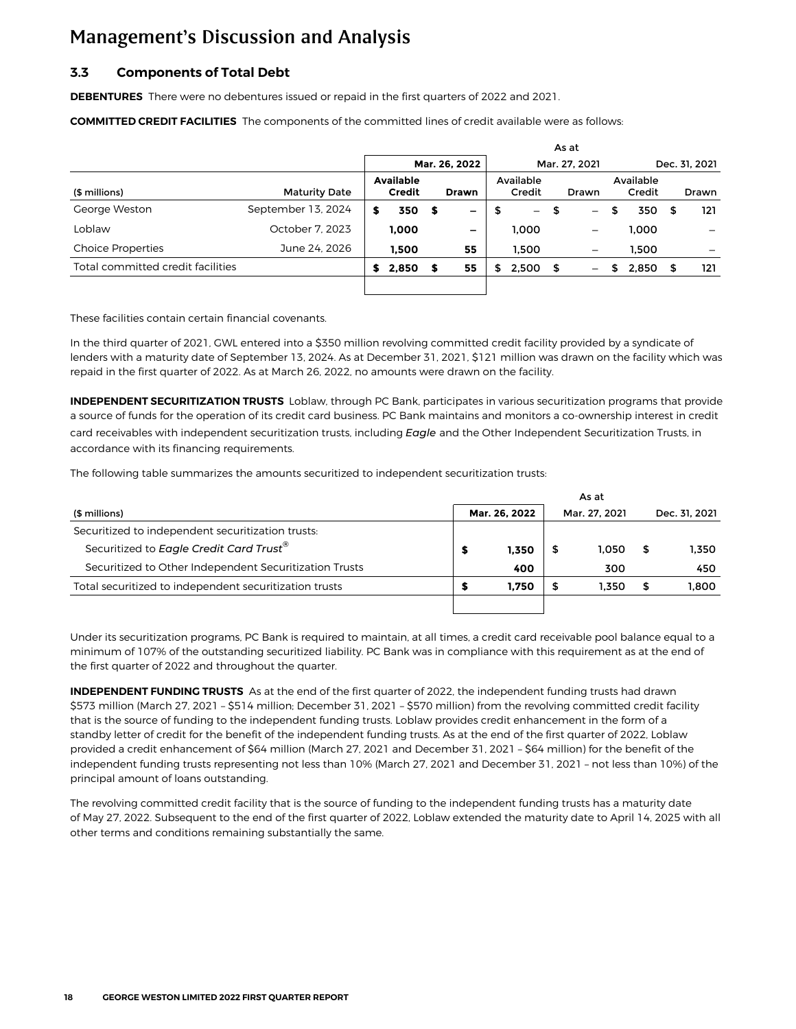# Management's Discussion and Analysis

### 3.3 Components of Total Debt

**DEBENTURES** There were no debentures issued or repaid in the first quarters of 2022 and 2021.

**COMMITTED CREDIT FACILITIES** The components of the committed lines of credit available were as follows:

| | | As at | | | | | |
|---|---|---|---|---|---|---|---|
| | | **Mar. 26, 2022** | | Mar. 27, 2021 | | Dec. 31, 2021 | |
| ($ millions) | Maturity Date | **Available Credit** | **Drawn** | Available Credit | Drawn | Available Credit | Drawn |
| George Weston | September 13, 2024 | **$ 350** | **$ –** | $ – | $ – | $ 350 | $ 121 |
| Loblaw | October 7, 2023 | **1,000** | **–** | 1,000 | – | 1,000 | – |
| Choice Properties | June 24, 2026 | **1,500** | **55** | 1,500 | – | 1,500 | – |
| Total committed credit facilities | | **$ 2,850** | **$ 55** | $ 2,500 | $ – | $ 2,850 | $ 121 |

These facilities contain certain financial covenants.

In the third quarter of 2021, GWL entered into a $350 million revolving committed credit facility provided by a syndicate of lenders with a maturity date of September 13, 2024. As at December 31, 2021, $121 million was drawn on the facility which was repaid in the first quarter of 2022. As at March 26, 2022, no amounts were drawn on the facility.

**INDEPENDENT SECURITIZATION TRUSTS** Loblaw, through PC Bank, participates in various securitization programs that provide a source of funds for the operation of its credit card business. PC Bank maintains and monitors a co-ownership interest in credit card receivables with independent securitization trusts, including *Eagle* and the Other Independent Securitization Trusts, in accordance with its financing requirements.

The following table summarizes the amounts securitized to independent securitization trusts:

| | As at | | |
|---|---|---|---|
| ($ millions) | **Mar. 26, 2022** | Mar. 27, 2021 | Dec. 31, 2021 |
| Securitized to independent securitization trusts: | | | |
| Securitized to *Eagle Credit Card Trust*® | **$ 1,350** | $ 1,050 | $ 1,350 |
| Securitized to Other Independent Securitization Trusts | **400** | 300 | 450 |
| Total securitized to independent securitization trusts | **$ 1,750** | $ 1,350 | $ 1,800 |

Under its securitization programs, PC Bank is required to maintain, at all times, a credit card receivable pool balance equal to a minimum of 107% of the outstanding securitized liability. PC Bank was in compliance with this requirement as at the end of the first quarter of 2022 and throughout the quarter.

**INDEPENDENT FUNDING TRUSTS** As at the end of the first quarter of 2022, the independent funding trusts had drawn $573 million (March 27, 2021 – $514 million; December 31, 2021 – $570 million) from the revolving committed credit facility that is the source of funding to the independent funding trusts. Loblaw provides credit enhancement in the form of a standby letter of credit for the benefit of the independent funding trusts. As at the end of the first quarter of 2022, Loblaw provided a credit enhancement of $64 million (March 27, 2021 and December 31, 2021 – $64 million) for the benefit of the independent funding trusts representing not less than 10% (March 27, 2021 and December 31, 2021 – not less than 10%) of the principal amount of loans outstanding.

The revolving committed credit facility that is the source of funding to the independent funding trusts has a maturity date of May 27, 2022. Subsequent to the end of the first quarter of 2022, Loblaw extended the maturity date to April 14, 2025 with all other terms and conditions remaining substantially the same.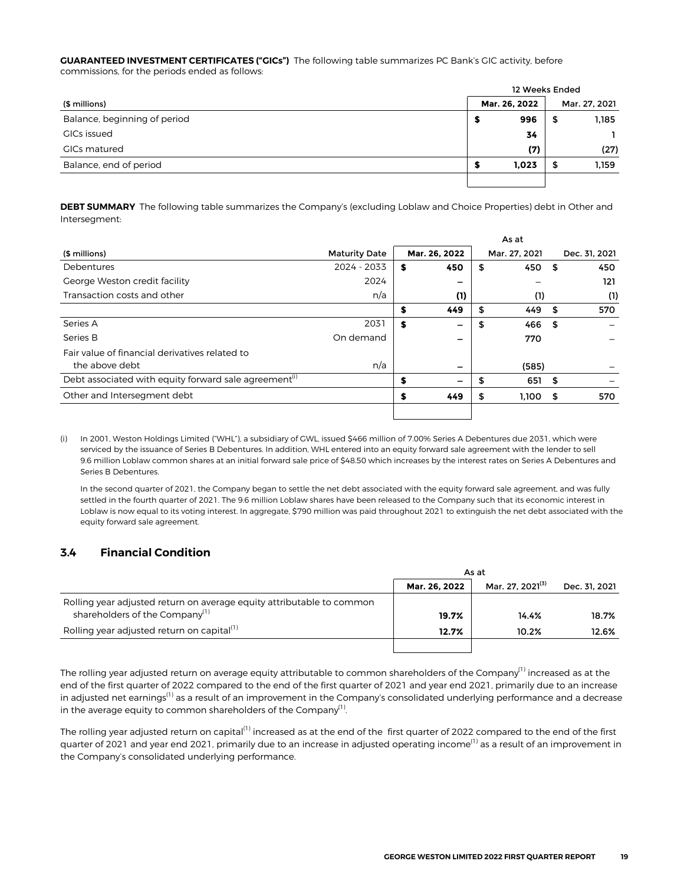**GUARANTEED INVESTMENT CERTIFICATES ("GICs")** The following table summarizes PC Bank's GIC activity, before commissions, for the periods ended as follows:

| | 12 Weeks Ended | |
|---|---|---|
| ($ millions) | Mar. 26, 2022 | Mar. 27, 2021 |
| Balance, beginning of period | **$ 996** | $ 1,185 |
| GICs issued | **34** | 1 |
| GICs matured | **(7)** | (27) |
| Balance, end of period | **$ 1,023** | $ 1,159 |

**DEBT SUMMARY** The following table summarizes the Company's (excluding Loblaw and Choice Properties) debt in Other and Intersegment:

| | | As at | | |
|---|---|---|---|---|
| ($ millions) | Maturity Date | Mar. 26, 2022 | Mar. 27, 2021 | Dec. 31, 2021 |
| Debentures | 2024 - 2033 | **$ 450** | $ 450 | $ 450 |
| George Weston credit facility | 2024 | **–** | – | 121 |
| Transaction costs and other | n/a | **(1)** | (1) | (1) |
| | | **$ 449** | $ 449 | $ 570 |
| Series A | 2031 | **$ –** | $ 466 | $ – |
| Series B | On demand | **–** | 770 | – |
| Fair value of financial derivatives related to the above debt | n/a | **–** | (585) | – |
| Debt associated with equity forward sale agreement[(i)] | | **$ –** | $ 651 | $ – |
| Other and Intersegment debt | | **$ 449** | $ 1,100 | $ 570 |

(i) In 2001, Weston Holdings Limited ("WHL"), a subsidiary of GWL, issued $466 million of 7.00% Series A Debentures due 2031, which were serviced by the issuance of Series B Debentures. In addition, WHL entered into an equity forward sale agreement with the lender to sell 9.6 million Loblaw common shares at an initial forward sale price of $48.50 which increases by the interest rates on Series A Debentures and Series B Debentures.

In the second quarter of 2021, the Company began to settle the net debt associated with the equity forward sale agreement, and was fully settled in the fourth quarter of 2021. The 9.6 million Loblaw shares have been released to the Company such that its economic interest in Loblaw is now equal to its voting interest. In aggregate, $790 million was paid throughout 2021 to extinguish the net debt associated with the equity forward sale agreement.

## 3.4 Financial Condition

| | As at | | |
|---|---|---|---|
| | Mar. 26, 2022 | Mar. 27, 2021[(3)] | Dec. 31, 2021 |
| Rolling year adjusted return on average equity attributable to common shareholders of the Company[(1)] | **19.7%** | 14.4% | 18.7% |
| Rolling year adjusted return on capital[(1)] | **12.7%** | 10.2% | 12.6% |

The rolling year adjusted return on average equity attributable to common shareholders of the Company[(1)] increased as at the end of the first quarter of 2022 compared to the end of the first quarter of 2021 and year end 2021, primarily due to an increase in adjusted net earnings[(1)] as a result of an improvement in the Company's consolidated underlying performance and a decrease in the average equity to common shareholders of the Company[(1)].

The rolling year adjusted return on capital[(1)] increased as at the end of the first quarter of 2022 compared to the end of the first quarter of 2021 and year end 2021, primarily due to an increase in adjusted operating income[(1)] as a result of an improvement in the Company's consolidated underlying performance.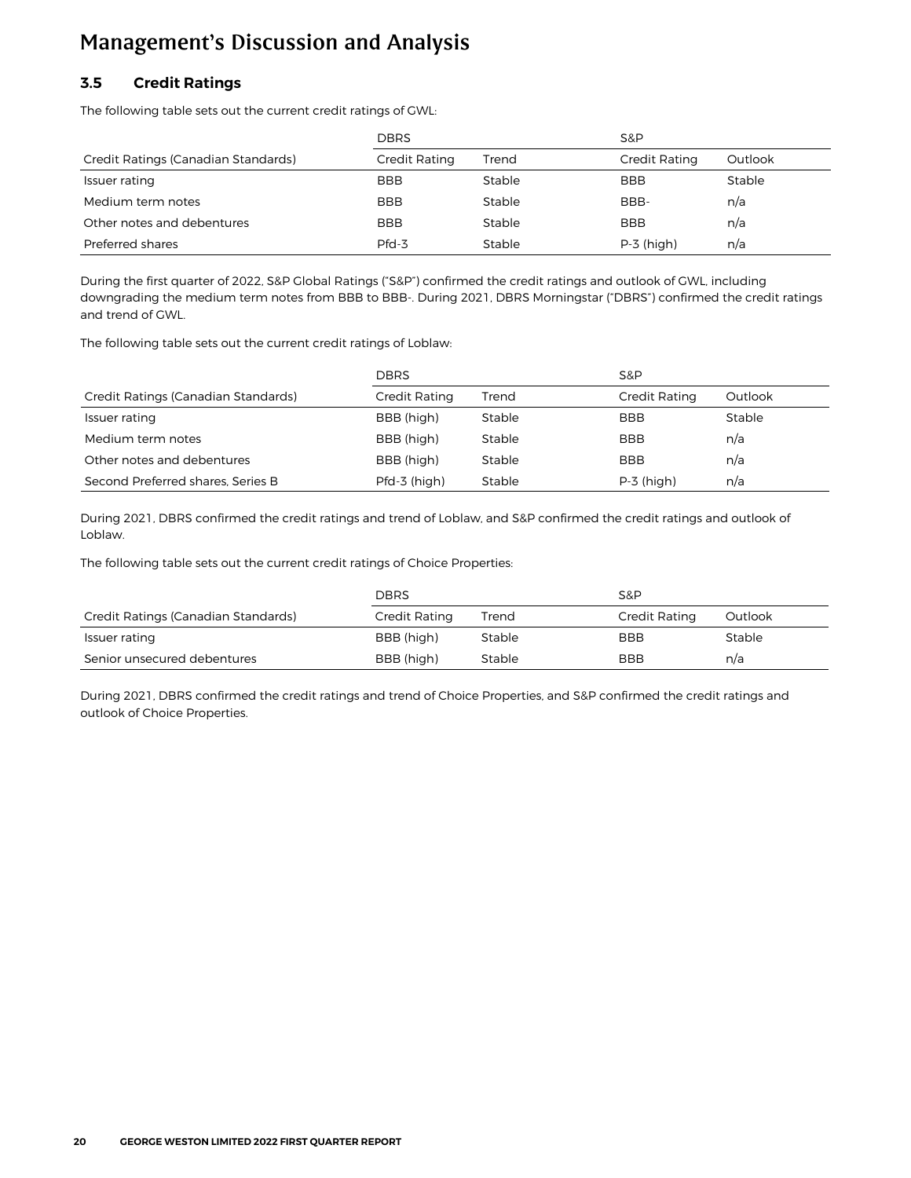# Management's Discussion and Analysis

### 3.5 Credit Ratings

The following table sets out the current credit ratings of GWL:

| | DBRS | | S&P | |
|---|---|---|---|---|
| Credit Ratings (Canadian Standards) | Credit Rating | Trend | Credit Rating | Outlook |
| Issuer rating | BBB | Stable | BBB | Stable |
| Medium term notes | BBB | Stable | BBB- | n/a |
| Other notes and debentures | BBB | Stable | BBB | n/a |
| Preferred shares | Pfd-3 | Stable | P-3 (high) | n/a |

During the first quarter of 2022, S&P Global Ratings ("S&P") confirmed the credit ratings and outlook of GWL, including downgrading the medium term notes from BBB to BBB-. During 2021, DBRS Morningstar ("DBRS") confirmed the credit ratings and trend of GWL.

The following table sets out the current credit ratings of Loblaw:

| | DBRS | | S&P | |
|---|---|---|---|---|
| Credit Ratings (Canadian Standards) | Credit Rating | Trend | Credit Rating | Outlook |
| Issuer rating | BBB (high) | Stable | BBB | Stable |
| Medium term notes | BBB (high) | Stable | BBB | n/a |
| Other notes and debentures | BBB (high) | Stable | BBB | n/a |
| Second Preferred shares, Series B | Pfd-3 (high) | Stable | P-3 (high) | n/a |

During 2021, DBRS confirmed the credit ratings and trend of Loblaw, and S&P confirmed the credit ratings and outlook of Loblaw.

The following table sets out the current credit ratings of Choice Properties:

| | DBRS | | S&P | |
|---|---|---|---|---|
| Credit Ratings (Canadian Standards) | Credit Rating | Trend | Credit Rating | Outlook |
| Issuer rating | BBB (high) | Stable | BBB | Stable |
| Senior unsecured debentures | BBB (high) | Stable | BBB | n/a |

During 2021, DBRS confirmed the credit ratings and trend of Choice Properties, and S&P confirmed the credit ratings and outlook of Choice Properties.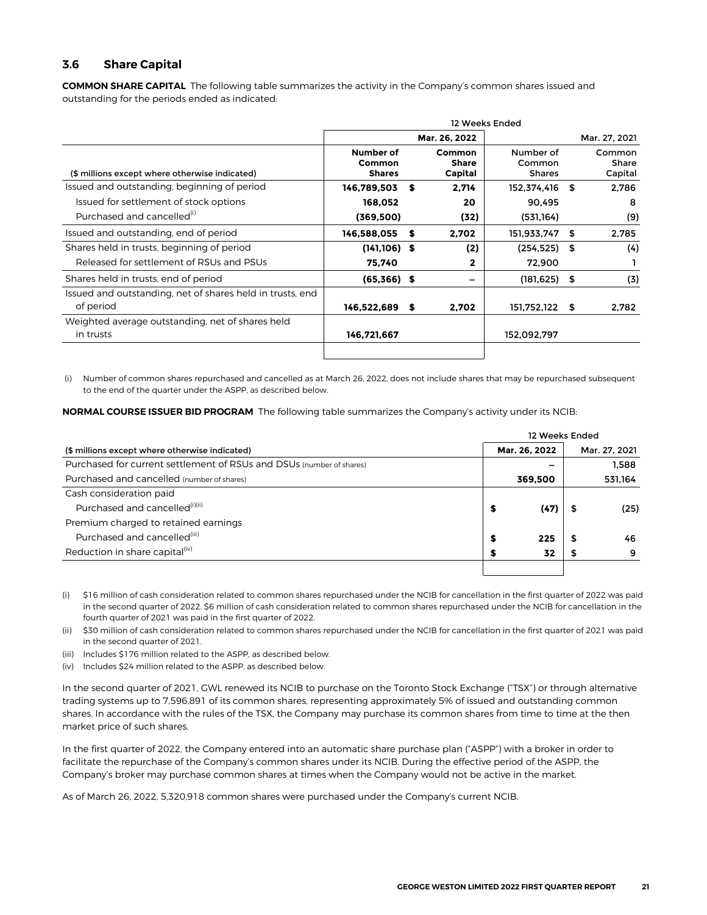### 3.6 Share Capital

**COMMON SHARE CAPITAL** The following table summarizes the activity in the Company's common shares issued and outstanding for the periods ended as indicated:

| | 12 Weeks Ended | | | |
|---|---|---|---|---|
| | Mar. 26, 2022 | | Mar. 27, 2021 | |
| ($ millions except where otherwise indicated) | **Number of Common Shares** | **Common Share Capital** | Number of Common Shares | Common Share Capital |
| Issued and outstanding, beginning of period | **146,789,503** | **$ 2,714** | 152,374,416 | $ 2,786 |
| Issued for settlement of stock options | **168,052** | **20** | 90,495 | 8 |
| Purchased and cancelled[(i)] | **(369,500)** | **(32)** | (531,164) | (9) |
| Issued and outstanding, end of period | **146,588,055** | **$ 2,702** | 151,933,747 | $ 2,785 |
| Shares held in trusts, beginning of period | **(141,106)** | **$ (2)** | (254,525) | $ (4) |
| Released for settlement of RSUs and PSUs | **75,740** | **2** | 72,900 | 1 |
| Shares held in trusts, end of period | **(65,366)** | **$ –** | (181,625) | $ (3) |
| Issued and outstanding, net of shares held in trusts, end of period | **146,522,689** | **$ 2,702** | 151,752,122 | $ 2,782 |
| Weighted average outstanding, net of shares held in trusts | **146,721,667** | | 152,092,797 | |

(i) Number of common shares repurchased and cancelled as at March 26, 2022, does not include shares that may be repurchased subsequent to the end of the quarter under the ASPP, as described below.

**NORMAL COURSE ISSUER BID PROGRAM** The following table summarizes the Company's activity under its NCIB:

| | 12 Weeks Ended | |
|---|---|---|
| ($ millions except where otherwise indicated) | Mar. 26, 2022 | Mar. 27, 2021 |
| Purchased for current settlement of RSUs and DSUs (number of shares) | **–** | 1,588 |
| Purchased and cancelled (number of shares) | **369,500** | 531,164 |
| Cash consideration paid | | |
| Purchased and cancelled[(i)(ii)] | **$ (47)** | $ (25) |
| Premium charged to retained earnings | | |
| Purchased and cancelled[(iii)] | **$ 225** | $ 46 |
| Reduction in share capital[(iv)] | **$ 32** | $ 9 |

(i) $16 million of cash consideration related to common shares repurchased under the NCIB for cancellation in the first quarter of 2022 was paid in the second quarter of 2022. $6 million of cash consideration related to common shares repurchased under the NCIB for cancellation in the fourth quarter of 2021 was paid in the first quarter of 2022.

(ii) $30 million of cash consideration related to common shares repurchased under the NCIB for cancellation in the first quarter of 2021 was paid in the second quarter of 2021.

(iii) Includes $176 million related to the ASPP, as described below.

(iv) Includes $24 million related to the ASPP, as described below.

In the second quarter of 2021, GWL renewed its NCIB to purchase on the Toronto Stock Exchange ("TSX") or through alternative trading systems up to 7,596,891 of its common shares, representing approximately 5% of issued and outstanding common shares. In accordance with the rules of the TSX, the Company may purchase its common shares from time to time at the then market price of such shares.

In the first quarter of 2022, the Company entered into an automatic share purchase plan ("ASPP") with a broker in order to facilitate the repurchase of the Company's common shares under its NCIB. During the effective period of the ASPP, the Company's broker may purchase common shares at times when the Company would not be active in the market.

As of March 26, 2022, 5,320,918 common shares were purchased under the Company's current NCIB.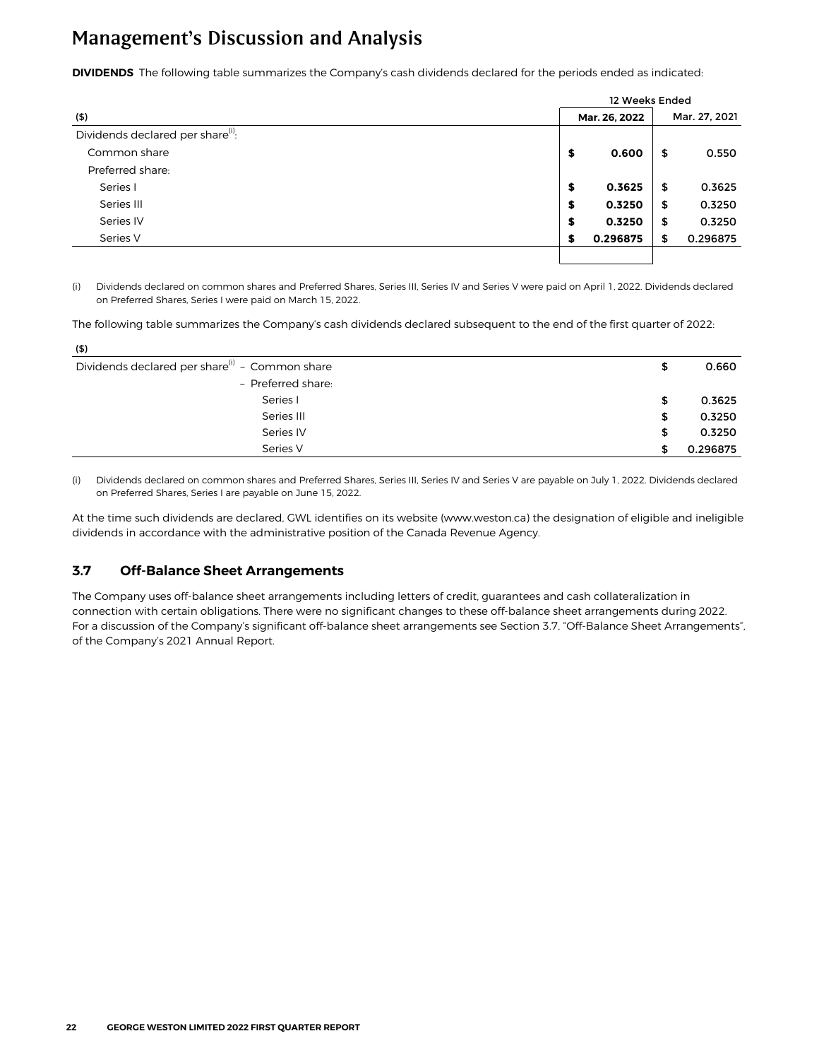# Management's Discussion and Analysis

**DIVIDENDS** The following table summarizes the Company's cash dividends declared for the periods ended as indicated:

| | 12 Weeks Ended | |
|---|---|---|
| **($)** | **Mar. 26, 2022** | **Mar. 27, 2021** |
| Dividends declared per share[(i)]: | | |
| Common share | **$ 0.600** | $ 0.550 |
| Preferred share: | | |
| Series I | **$ 0.3625** | $ 0.3625 |
| Series III | **$ 0.3250** | $ 0.3250 |
| Series IV | **$ 0.3250** | $ 0.3250 |
| Series V | **$ 0.296875** | $ 0.296875 |

(i) Dividends declared on common shares and Preferred Shares, Series III, Series IV and Series V were paid on April 1, 2022. Dividends declared on Preferred Shares, Series I were paid on March 15, 2022.

The following table summarizes the Company's cash dividends declared subsequent to the end of the first quarter of 2022:

| **($)** | | |
|---|---|---|
| Dividends declared per share[(i)] | – Common share | $ 0.660 |
| | – Preferred share: | |
| | Series I | $ 0.3625 |
| | Series III | $ 0.3250 |
| | Series IV | $ 0.3250 |
| | Series V | $ 0.296875 |

(i) Dividends declared on common shares and Preferred Shares, Series III, Series IV and Series V are payable on July 1, 2022. Dividends declared on Preferred Shares, Series I are payable on June 15, 2022.

At the time such dividends are declared, GWL identifies on its website (www.weston.ca) the designation of eligible and ineligible dividends in accordance with the administrative position of the Canada Revenue Agency.

### 3.7 Off-Balance Sheet Arrangements

The Company uses off-balance sheet arrangements including letters of credit, guarantees and cash collateralization in connection with certain obligations. There were no significant changes to these off-balance sheet arrangements during 2022. For a discussion of the Company's significant off-balance sheet arrangements see Section 3.7, "Off-Balance Sheet Arrangements", of the Company's 2021 Annual Report.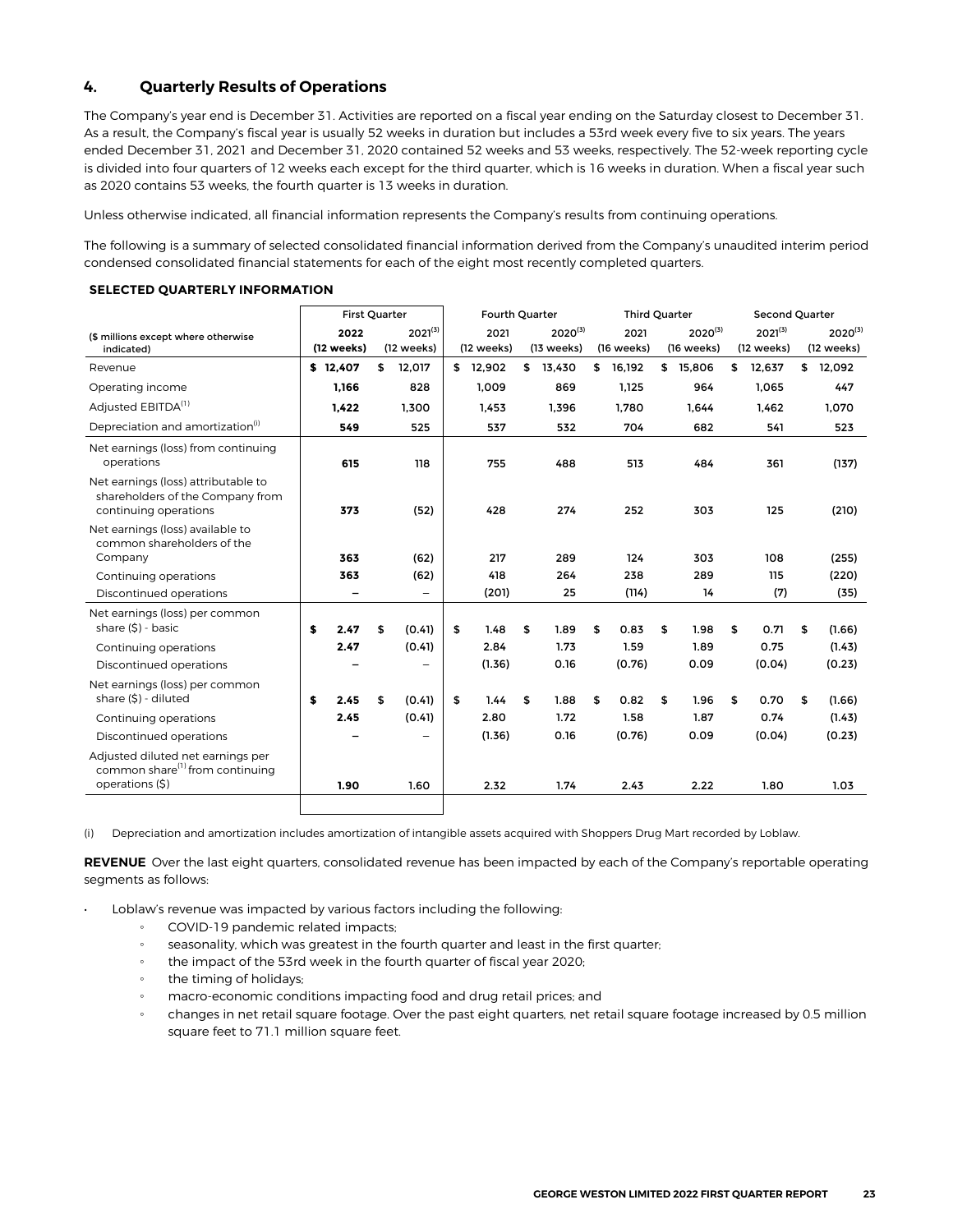## 4. Quarterly Results of Operations

The Company's year end is December 31. Activities are reported on a fiscal year ending on the Saturday closest to December 31. As a result, the Company's fiscal year is usually 52 weeks in duration but includes a 53rd week every five to six years. The years ended December 31, 2021 and December 31, 2020 contained 52 weeks and 53 weeks, respectively. The 52-week reporting cycle is divided into four quarters of 12 weeks each except for the third quarter, which is 16 weeks in duration. When a fiscal year such as 2020 contains 53 weeks, the fourth quarter is 13 weeks in duration.

Unless otherwise indicated, all financial information represents the Company's results from continuing operations.

The following is a summary of selected consolidated financial information derived from the Company's unaudited interim period condensed consolidated financial statements for each of the eight most recently completed quarters.

**SELECTED QUARTERLY INFORMATION**

| ($ millions except where otherwise indicated) | First Quarter | | Fourth Quarter | | Third Quarter | | Second Quarter | |
|---|---|---|---|---|---|---|---|---|
| | **2022 (12 weeks)** | 2021[(3)] (12 weeks) | 2021 (12 weeks) | 2020[(3)] (13 weeks) | 2021 (16 weeks) | 2020[(3)] (16 weeks) | 2021[(3)] (12 weeks) | 2020[(3)] (12 weeks) |
| Revenue | **$ 12,407** | $ 12,017 | $ 12,902 | $ 13,430 | $ 16,192 | $ 15,806 | $ 12,637 | $ 12,092 |
| Operating income | **1,166** | 828 | 1,009 | 869 | 1,125 | 964 | 1,065 | 447 |
| Adjusted EBITDA[(1)] | **1,422** | 1,300 | 1,453 | 1,396 | 1,780 | 1,644 | 1,462 | 1,070 |
| Depreciation and amortization[(i)] | **549** | 525 | 537 | 532 | 704 | 682 | 541 | 523 |
| Net earnings (loss) from continuing operations | **615** | 118 | 755 | 488 | 513 | 484 | 361 | (137) |
| Net earnings (loss) attributable to shareholders of the Company from continuing operations | **373** | (52) | 428 | 274 | 252 | 303 | 125 | (210) |
| Net earnings (loss) available to common shareholders of the Company | **363** | (62) | 217 | 289 | 124 | 303 | 108 | (255) |
| Continuing operations | **363** | (62) | 418 | 264 | 238 | 289 | 115 | (220) |
| Discontinued operations | **–** | – | (201) | 25 | (114) | 14 | (7) | (35) |
| Net earnings (loss) per common share ($) - basic | **$ 2.47** | $ (0.41) | $ 1.48 | $ 1.89 | $ 0.83 | $ 1.98 | $ 0.71 | $ (1.66) |
| Continuing operations | **2.47** | (0.41) | 2.84 | 1.73 | 1.59 | 1.89 | 0.75 | (1.43) |
| Discontinued operations | **–** | – | (1.36) | 0.16 | (0.76) | 0.09 | (0.04) | (0.23) |
| Net earnings (loss) per common share ($) - diluted | **$ 2.45** | $ (0.41) | $ 1.44 | $ 1.88 | $ 0.82 | $ 1.96 | $ 0.70 | $ (1.66) |
| Continuing operations | **2.45** | (0.41) | 2.80 | 1.72 | 1.58 | 1.87 | 0.74 | (1.43) |
| Discontinued operations | **–** | – | (1.36) | 0.16 | (0.76) | 0.09 | (0.04) | (0.23) |
| Adjusted diluted net earnings per common share[(1)] from continuing operations ($) | **1.90** | 1.60 | 2.32 | 1.74 | 2.43 | 2.22 | 1.80 | 1.03 |

(i) Depreciation and amortization includes amortization of intangible assets acquired with Shoppers Drug Mart recorded by Loblaw.

**REVENUE** Over the last eight quarters, consolidated revenue has been impacted by each of the Company's reportable operating segments as follows:

- Loblaw's revenue was impacted by various factors including the following:
  - COVID-19 pandemic related impacts;
  - seasonality, which was greatest in the fourth quarter and least in the first quarter;
  - the impact of the 53rd week in the fourth quarter of fiscal year 2020;
  - the timing of holidays;
  - macro-economic conditions impacting food and drug retail prices; and
  - changes in net retail square footage. Over the past eight quarters, net retail square footage increased by 0.5 million square feet to 71.1 million square feet.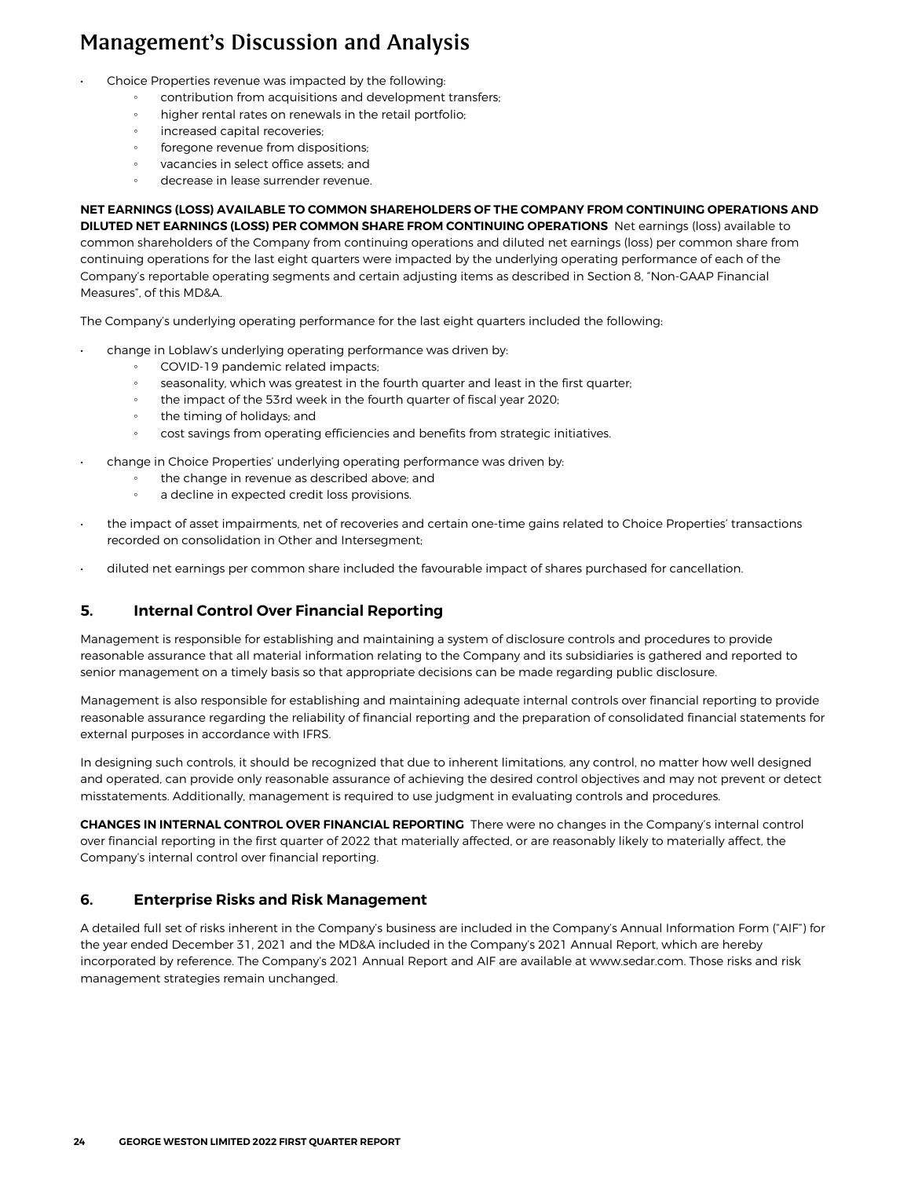- Choice Properties revenue was impacted by the following:
    - contribution from acquisitions and development transfers;
    - higher rental rates on renewals in the retail portfolio;
    - increased capital recoveries;
    - foregone revenue from dispositions;
    - vacancies in select office assets; and
    - decrease in lease surrender revenue.

**NET EARNINGS (LOSS) AVAILABLE TO COMMON SHAREHOLDERS OF THE COMPANY FROM CONTINUING OPERATIONS AND DILUTED NET EARNINGS (LOSS) PER COMMON SHARE FROM CONTINUING OPERATIONS** Net earnings (loss) available to common shareholders of the Company from continuing operations and diluted net earnings (loss) per common share from continuing operations for the last eight quarters were impacted by the underlying operating performance of each of the Company's reportable operating segments and certain adjusting items as described in Section 8, "Non-GAAP Financial Measures", of this MD&A.

The Company's underlying operating performance for the last eight quarters included the following:

- change in Loblaw's underlying operating performance was driven by:
    - COVID-19 pandemic related impacts;
    - seasonality, which was greatest in the fourth quarter and least in the first quarter;
    - the impact of the 53rd week in the fourth quarter of fiscal year 2020;
    - the timing of holidays; and
    - cost savings from operating efficiencies and benefits from strategic initiatives.
- change in Choice Properties' underlying operating performance was driven by:
    - the change in revenue as described above; and
    - a decline in expected credit loss provisions.
- the impact of asset impairments, net of recoveries and certain one-time gains related to Choice Properties' transactions recorded on consolidation in Other and Intersegment;
- diluted net earnings per common share included the favourable impact of shares purchased for cancellation.

## 5. Internal Control Over Financial Reporting

Management is responsible for establishing and maintaining a system of disclosure controls and procedures to provide reasonable assurance that all material information relating to the Company and its subsidiaries is gathered and reported to senior management on a timely basis so that appropriate decisions can be made regarding public disclosure.

Management is also responsible for establishing and maintaining adequate internal controls over financial reporting to provide reasonable assurance regarding the reliability of financial reporting and the preparation of consolidated financial statements for external purposes in accordance with IFRS.

In designing such controls, it should be recognized that due to inherent limitations, any control, no matter how well designed and operated, can provide only reasonable assurance of achieving the desired control objectives and may not prevent or detect misstatements. Additionally, management is required to use judgment in evaluating controls and procedures.

**CHANGES IN INTERNAL CONTROL OVER FINANCIAL REPORTING** There were no changes in the Company's internal control over financial reporting in the first quarter of 2022 that materially affected, or are reasonably likely to materially affect, the Company's internal control over financial reporting.

## 6. Enterprise Risks and Risk Management

A detailed full set of risks inherent in the Company's business are included in the Company's Annual Information Form ("AIF") for the year ended December 31, 2021 and the MD&A included in the Company's 2021 Annual Report, which are hereby incorporated by reference. The Company's 2021 Annual Report and AIF are available at www.sedar.com. Those risks and risk management strategies remain unchanged.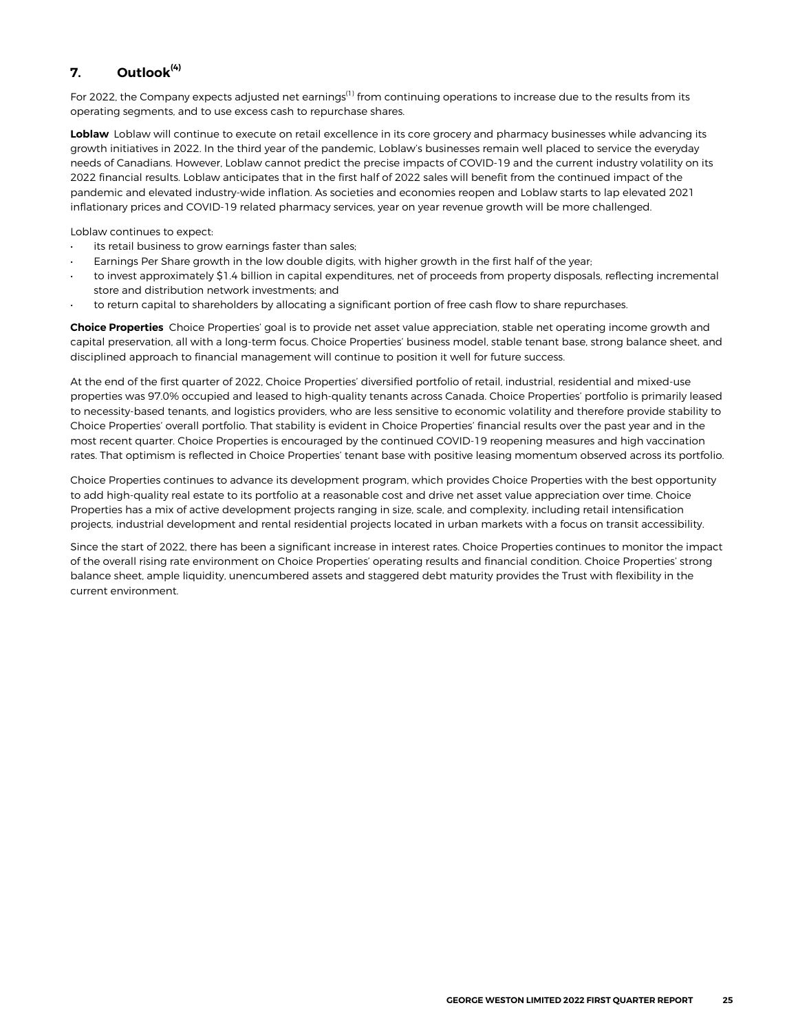## 7. Outlook[4]

For 2022, the Company expects adjusted net earnings[1] from continuing operations to increase due to the results from its operating segments, and to use excess cash to repurchase shares.

**Loblaw** Loblaw will continue to execute on retail excellence in its core grocery and pharmacy businesses while advancing its growth initiatives in 2022. In the third year of the pandemic, Loblaw's businesses remain well placed to service the everyday needs of Canadians. However, Loblaw cannot predict the precise impacts of COVID-19 and the current industry volatility on its 2022 financial results. Loblaw anticipates that in the first half of 2022 sales will benefit from the continued impact of the pandemic and elevated industry-wide inflation. As societies and economies reopen and Loblaw starts to lap elevated 2021 inflationary prices and COVID-19 related pharmacy services, year on year revenue growth will be more challenged.

Loblaw continues to expect:

- its retail business to grow earnings faster than sales;
- Earnings Per Share growth in the low double digits, with higher growth in the first half of the year;
- to invest approximately $1.4 billion in capital expenditures, net of proceeds from property disposals, reflecting incremental store and distribution network investments; and
- to return capital to shareholders by allocating a significant portion of free cash flow to share repurchases.

**Choice Properties** Choice Properties' goal is to provide net asset value appreciation, stable net operating income growth and capital preservation, all with a long-term focus. Choice Properties' business model, stable tenant base, strong balance sheet, and disciplined approach to financial management will continue to position it well for future success.

At the end of the first quarter of 2022, Choice Properties' diversified portfolio of retail, industrial, residential and mixed-use properties was 97.0% occupied and leased to high-quality tenants across Canada. Choice Properties' portfolio is primarily leased to necessity-based tenants, and logistics providers, who are less sensitive to economic volatility and therefore provide stability to Choice Properties' overall portfolio. That stability is evident in Choice Properties' financial results over the past year and in the most recent quarter. Choice Properties is encouraged by the continued COVID-19 reopening measures and high vaccination rates. That optimism is reflected in Choice Properties' tenant base with positive leasing momentum observed across its portfolio.

Choice Properties continues to advance its development program, which provides Choice Properties with the best opportunity to add high-quality real estate to its portfolio at a reasonable cost and drive net asset value appreciation over time. Choice Properties has a mix of active development projects ranging in size, scale, and complexity, including retail intensification projects, industrial development and rental residential projects located in urban markets with a focus on transit accessibility.

Since the start of 2022, there has been a significant increase in interest rates. Choice Properties continues to monitor the impact of the overall rising rate environment on Choice Properties' operating results and financial condition. Choice Properties' strong balance sheet, ample liquidity, unencumbered assets and staggered debt maturity provides the Trust with flexibility in the current environment.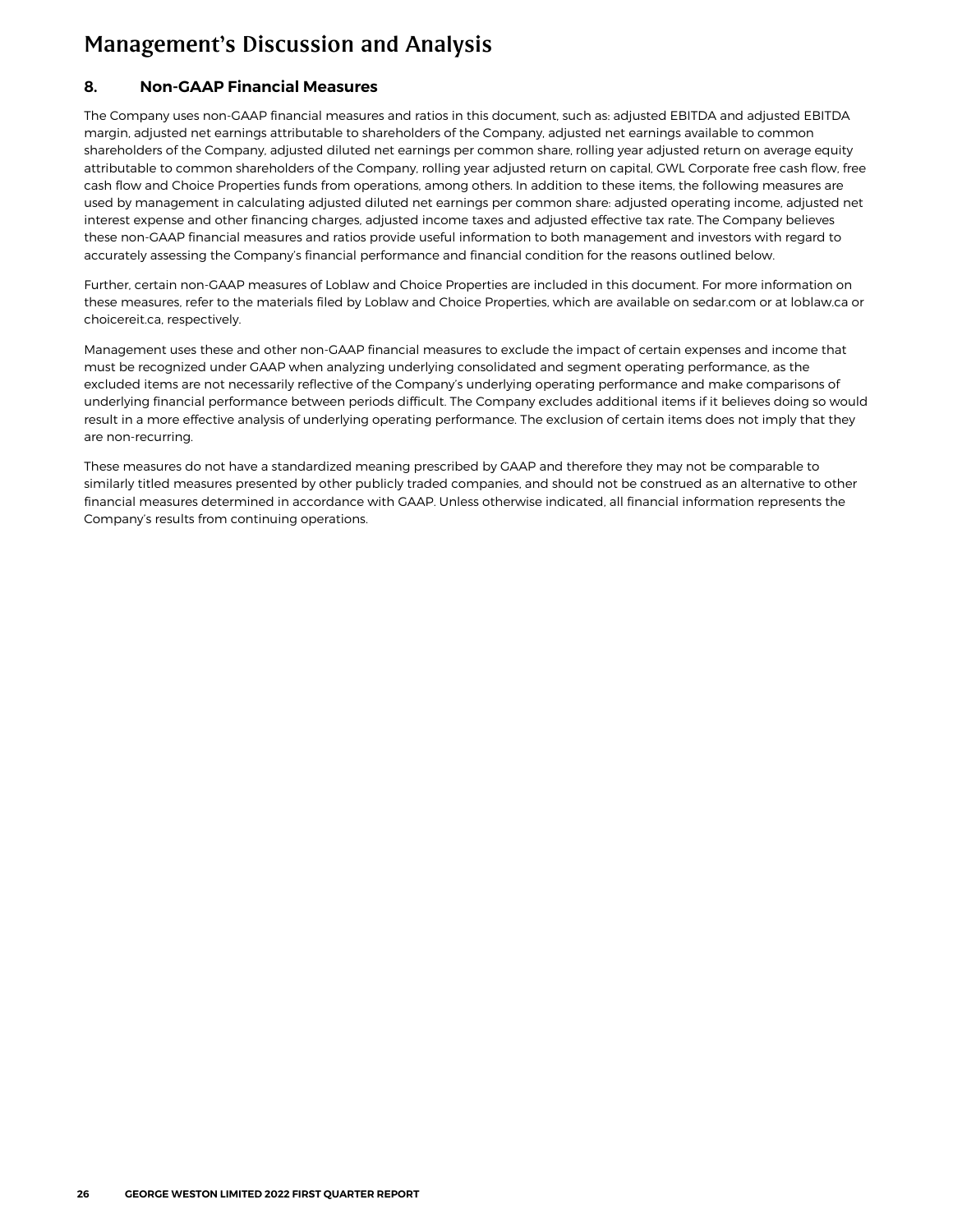# Management's Discussion and Analysis

## 8. Non-GAAP Financial Measures

The Company uses non-GAAP financial measures and ratios in this document, such as: adjusted EBITDA and adjusted EBITDA margin, adjusted net earnings attributable to shareholders of the Company, adjusted net earnings available to common shareholders of the Company, adjusted diluted net earnings per common share, rolling year adjusted return on average equity attributable to common shareholders of the Company, rolling year adjusted return on capital, GWL Corporate free cash flow, free cash flow and Choice Properties funds from operations, among others. In addition to these items, the following measures are used by management in calculating adjusted diluted net earnings per common share: adjusted operating income, adjusted net interest expense and other financing charges, adjusted income taxes and adjusted effective tax rate. The Company believes these non-GAAP financial measures and ratios provide useful information to both management and investors with regard to accurately assessing the Company's financial performance and financial condition for the reasons outlined below.

Further, certain non-GAAP measures of Loblaw and Choice Properties are included in this document. For more information on these measures, refer to the materials filed by Loblaw and Choice Properties, which are available on sedar.com or at loblaw.ca or choicereit.ca, respectively.

Management uses these and other non-GAAP financial measures to exclude the impact of certain expenses and income that must be recognized under GAAP when analyzing underlying consolidated and segment operating performance, as the excluded items are not necessarily reflective of the Company's underlying operating performance and make comparisons of underlying financial performance between periods difficult. The Company excludes additional items if it believes doing so would result in a more effective analysis of underlying operating performance. The exclusion of certain items does not imply that they are non-recurring.

These measures do not have a standardized meaning prescribed by GAAP and therefore they may not be comparable to similarly titled measures presented by other publicly traded companies, and should not be construed as an alternative to other financial measures determined in accordance with GAAP. Unless otherwise indicated, all financial information represents the Company's results from continuing operations.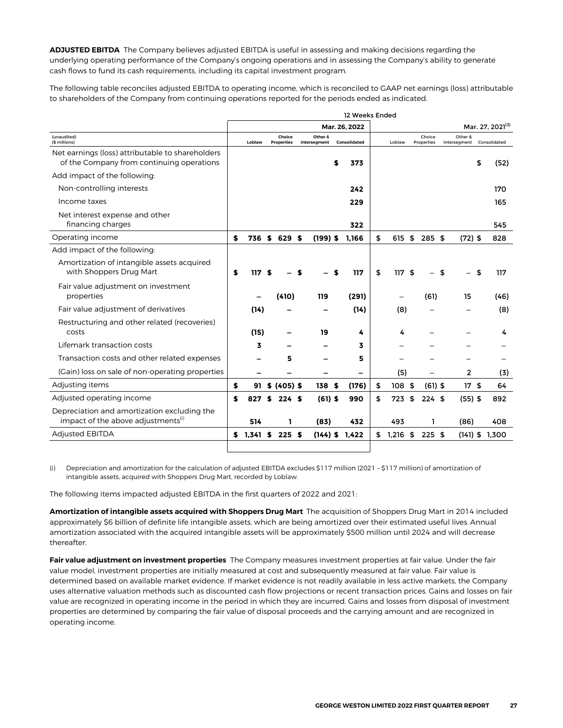**ADJUSTED EBITDA** The Company believes adjusted EBITDA is useful in assessing and making decisions regarding the underlying operating performance of the Company's ongoing operations and in assessing the Company's ability to generate cash flows to fund its cash requirements, including its capital investment program.

The following table reconciles adjusted EBITDA to operating income, which is reconciled to GAAP net earnings (loss) attributable to shareholders of the Company from continuing operations reported for the periods ended as indicated.

| | 12 Weeks Ended | | | | | | | |
|---|---|---|---|---|---|---|---|---|
| | Mar. 26, 2022 | | | | Mar. 27, 2021[3] | | | |
| (unaudited) ($ millions) | Loblaw | Choice Properties | Other & Intersegment | Consolidated | Loblaw | Choice Properties | Other & Intersegment | Consolidated |
| Net earnings (loss) attributable to shareholders of the Company from continuing operations | | | | $ 373 | | | | $ (52) |
| Add impact of the following: | | | | | | | | |
| Non-controlling interests | | | | 242 | | | | 170 |
| Income taxes | | | | 229 | | | | 165 |
| Net interest expense and other financing charges | | | | 322 | | | | 545 |
| Operating income | $ 736 | $ 629 | $ (199) | $ 1,166 | $ 615 | $ 285 | $ (72) | $ 828 |
| Add impact of the following: | | | | | | | | |
| Amortization of intangible assets acquired with Shoppers Drug Mart | $ 117 | $ – | $ – | $ 117 | $ 117 | $ – | $ – | $ 117 |
| Fair value adjustment on investment properties | – | (410) | 119 | (291) | – | (61) | 15 | (46) |
| Fair value adjustment of derivatives | (14) | – | – | (14) | (8) | – | – | (8) |
| Restructuring and other related (recoveries) costs | (15) | – | 19 | 4 | 4 | – | – | 4 |
| Lifemark transaction costs | 3 | – | – | 3 | – | – | – | – |
| Transaction costs and other related expenses | – | 5 | – | 5 | – | – | – | – |
| (Gain) loss on sale of non-operating properties | – | – | – | – | (5) | – | 2 | (3) |
| Adjusting items | $ 91 | $ (405) | $ 138 | $ (176) | $ 108 | $ (61) | $ 17 | $ 64 |
| Adjusted operating income | $ 827 | $ 224 | $ (61) | $ 990 | $ 723 | $ 224 | $ (55) | $ 892 |
| Depreciation and amortization excluding the impact of the above adjustments[i] | 514 | 1 | (83) | 432 | 493 | 1 | (86) | 408 |
| Adjusted EBITDA | $ 1,341 | $ 225 | $ (144) | $ 1,422 | $ 1,216 | $ 225 | $ (141) | $ 1,300 |

(i) Depreciation and amortization for the calculation of adjusted EBITDA excludes $117 million (2021 – $117 million) of amortization of intangible assets, acquired with Shoppers Drug Mart, recorded by Loblaw.

The following items impacted adjusted EBITDA in the first quarters of 2022 and 2021:

**Amortization of intangible assets acquired with Shoppers Drug Mart** The acquisition of Shoppers Drug Mart in 2014 included approximately $6 billion of definite life intangible assets, which are being amortized over their estimated useful lives. Annual amortization associated with the acquired intangible assets will be approximately $500 million until 2024 and will decrease thereafter.

**Fair value adjustment on investment properties** The Company measures investment properties at fair value. Under the fair value model, investment properties are initially measured at cost and subsequently measured at fair value. Fair value is determined based on available market evidence. If market evidence is not readily available in less active markets, the Company uses alternative valuation methods such as discounted cash flow projections or recent transaction prices. Gains and losses on fair value are recognized in operating income in the period in which they are incurred. Gains and losses from disposal of investment properties are determined by comparing the fair value of disposal proceeds and the carrying amount and are recognized in operating income.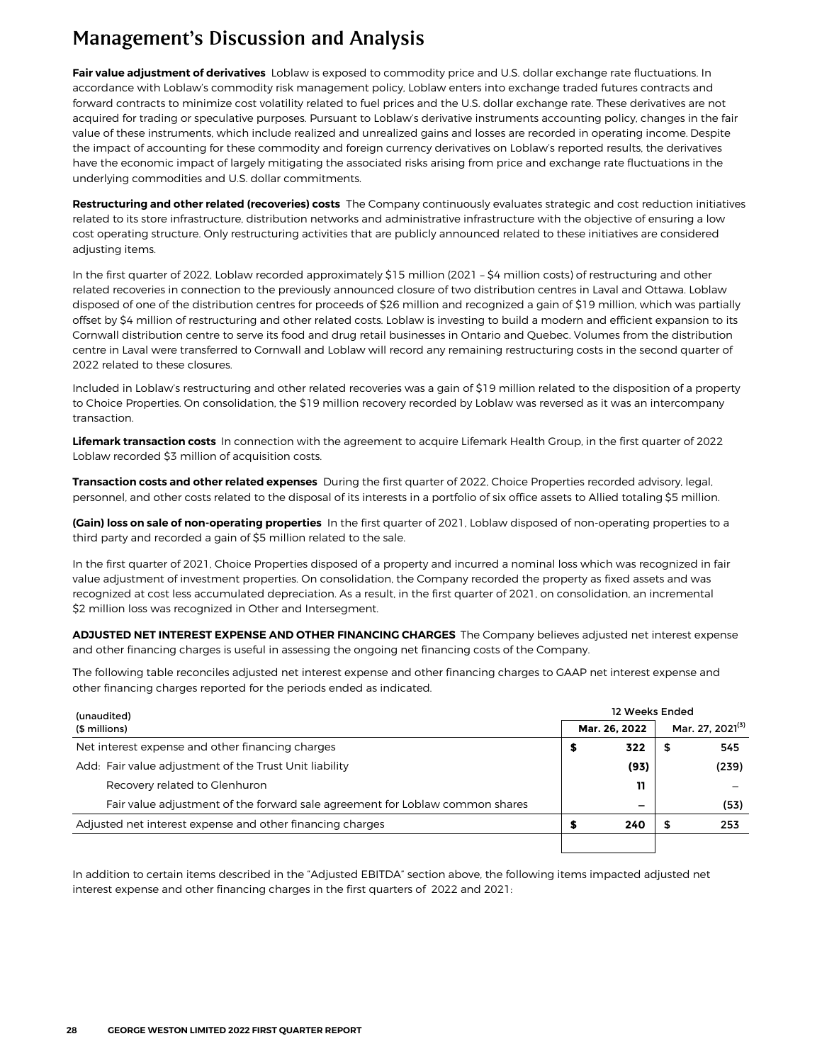# Management's Discussion and Analysis

**Fair value adjustment of derivatives** Loblaw is exposed to commodity price and U.S. dollar exchange rate fluctuations. In accordance with Loblaw's commodity risk management policy, Loblaw enters into exchange traded futures contracts and forward contracts to minimize cost volatility related to fuel prices and the U.S. dollar exchange rate. These derivatives are not acquired for trading or speculative purposes. Pursuant to Loblaw's derivative instruments accounting policy, changes in the fair value of these instruments, which include realized and unrealized gains and losses are recorded in operating income. Despite the impact of accounting for these commodity and foreign currency derivatives on Loblaw's reported results, the derivatives have the economic impact of largely mitigating the associated risks arising from price and exchange rate fluctuations in the underlying commodities and U.S. dollar commitments.

**Restructuring and other related (recoveries) costs** The Company continuously evaluates strategic and cost reduction initiatives related to its store infrastructure, distribution networks and administrative infrastructure with the objective of ensuring a low cost operating structure. Only restructuring activities that are publicly announced related to these initiatives are considered adjusting items.

In the first quarter of 2022, Loblaw recorded approximately $15 million (2021 – $4 million costs) of restructuring and other related recoveries in connection to the previously announced closure of two distribution centres in Laval and Ottawa. Loblaw disposed of one of the distribution centres for proceeds of $26 million and recognized a gain of $19 million, which was partially offset by $4 million of restructuring and other related costs. Loblaw is investing to build a modern and efficient expansion to its Cornwall distribution centre to serve its food and drug retail businesses in Ontario and Quebec. Volumes from the distribution centre in Laval were transferred to Cornwall and Loblaw will record any remaining restructuring costs in the second quarter of 2022 related to these closures.

Included in Loblaw's restructuring and other related recoveries was a gain of $19 million related to the disposition of a property to Choice Properties. On consolidation, the $19 million recovery recorded by Loblaw was reversed as it was an intercompany transaction.

**Lifemark transaction costs** In connection with the agreement to acquire Lifemark Health Group, in the first quarter of 2022 Loblaw recorded $3 million of acquisition costs.

**Transaction costs and other related expenses** During the first quarter of 2022, Choice Properties recorded advisory, legal, personnel, and other costs related to the disposal of its interests in a portfolio of six office assets to Allied totaling $5 million.

**(Gain) loss on sale of non-operating properties** In the first quarter of 2021, Loblaw disposed of non-operating properties to a third party and recorded a gain of $5 million related to the sale.

In the first quarter of 2021, Choice Properties disposed of a property and incurred a nominal loss which was recognized in fair value adjustment of investment properties. On consolidation, the Company recorded the property as fixed assets and was recognized at cost less accumulated depreciation. As a result, in the first quarter of 2021, on consolidation, an incremental $2 million loss was recognized in Other and Intersegment.

**ADJUSTED NET INTEREST EXPENSE AND OTHER FINANCING CHARGES** The Company believes adjusted net interest expense and other financing charges is useful in assessing the ongoing net financing costs of the Company.

The following table reconciles adjusted net interest expense and other financing charges to GAAP net interest expense and other financing charges reported for the periods ended as indicated.

| (unaudited) ($ millions) | 12 Weeks Ended | |
|---|---|---|
| | Mar. 26, 2022 | Mar. 27, 2021[3] |
| Net interest expense and other financing charges | $ 322 | $ 545 |
| Add: Fair value adjustment of the Trust Unit liability | (93) | (239) |
| Recovery related to Glenhuron | 11 | – |
| Fair value adjustment of the forward sale agreement for Loblaw common shares | – | (53) |
| Adjusted net interest expense and other financing charges | $ 240 | $ 253 |

In addition to certain items described in the "Adjusted EBITDA" section above, the following items impacted adjusted net interest expense and other financing charges in the first quarters of 2022 and 2021: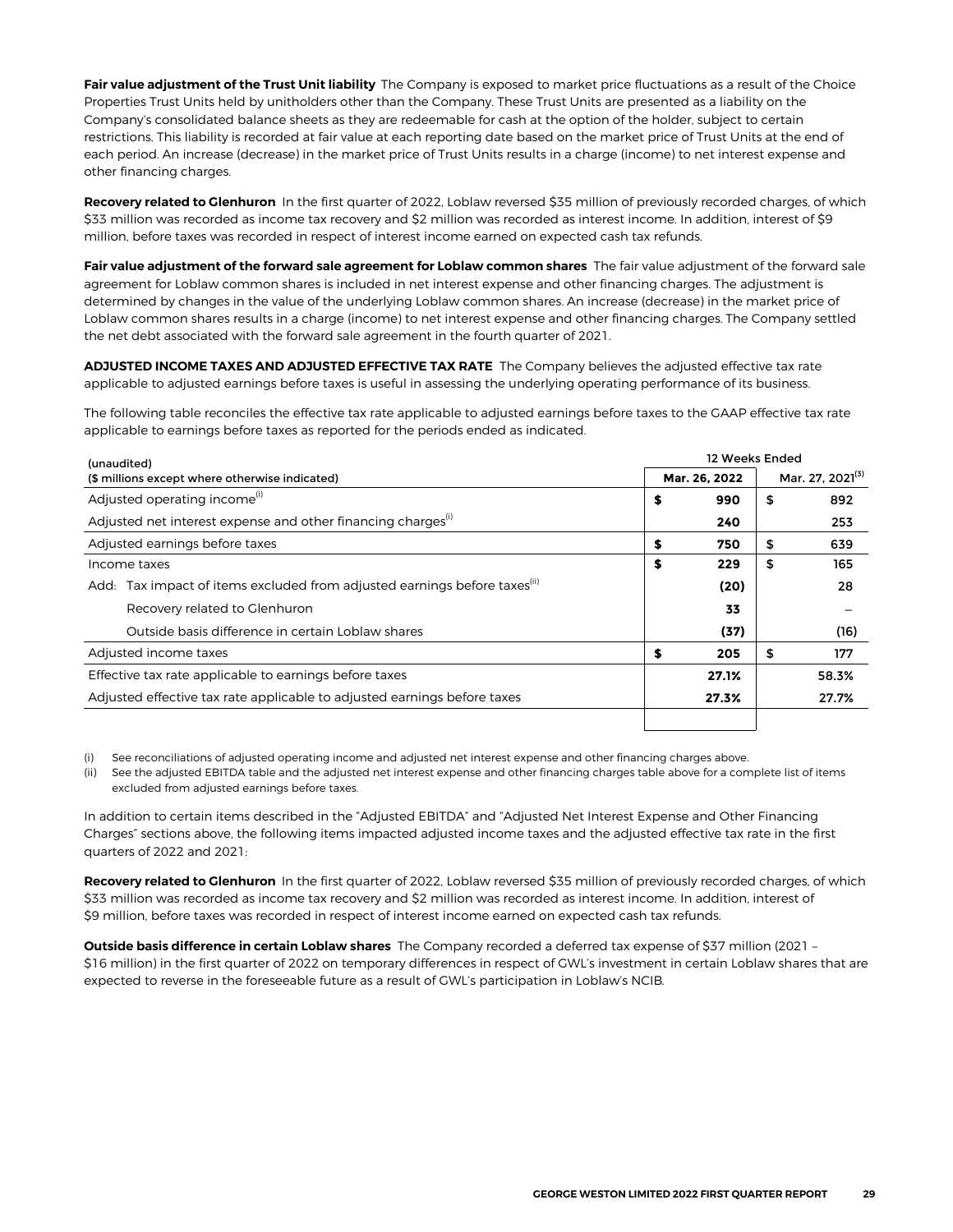**Fair value adjustment of the Trust Unit liability** The Company is exposed to market price fluctuations as a result of the Choice Properties Trust Units held by unitholders other than the Company. These Trust Units are presented as a liability on the Company's consolidated balance sheets as they are redeemable for cash at the option of the holder, subject to certain restrictions. This liability is recorded at fair value at each reporting date based on the market price of Trust Units at the end of each period. An increase (decrease) in the market price of Trust Units results in a charge (income) to net interest expense and other financing charges.

**Recovery related to Glenhuron** In the first quarter of 2022, Loblaw reversed $35 million of previously recorded charges, of which $33 million was recorded as income tax recovery and $2 million was recorded as interest income. In addition, interest of $9 million, before taxes was recorded in respect of interest income earned on expected cash tax refunds.

**Fair value adjustment of the forward sale agreement for Loblaw common shares** The fair value adjustment of the forward sale agreement for Loblaw common shares is included in net interest expense and other financing charges. The adjustment is determined by changes in the value of the underlying Loblaw common shares. An increase (decrease) in the market price of Loblaw common shares results in a charge (income) to net interest expense and other financing charges. The Company settled the net debt associated with the forward sale agreement in the fourth quarter of 2021.

**ADJUSTED INCOME TAXES AND ADJUSTED EFFECTIVE TAX RATE** The Company believes the adjusted effective tax rate applicable to adjusted earnings before taxes is useful in assessing the underlying operating performance of its business.

The following table reconciles the effective tax rate applicable to adjusted earnings before taxes to the GAAP effective tax rate applicable to earnings before taxes as reported for the periods ended as indicated.

| (unaudited) | 12 Weeks Ended | |
|---|---|---|
| ($ millions except where otherwise indicated) | Mar. 26, 2022 | Mar. 27, 2021[(3)] |
| Adjusted operating income[(i)] | **$ 990** | $ 892 |
| Adjusted net interest expense and other financing charges[(i)] | **240** | 253 |
| Adjusted earnings before taxes | **$ 750** | $ 639 |
| Income taxes | **$ 229** | $ 165 |
| Add: Tax impact of items excluded from adjusted earnings before taxes[(ii)] | **(20)** | 28 |
| Recovery related to Glenhuron | **33** | – |
| Outside basis difference in certain Loblaw shares | **(37)** | (16) |
| Adjusted income taxes | **$ 205** | $ 177 |
| Effective tax rate applicable to earnings before taxes | **27.1%** | 58.3% |
| Adjusted effective tax rate applicable to adjusted earnings before taxes | **27.3%** | 27.7% |

(i) See reconciliations of adjusted operating income and adjusted net interest expense and other financing charges above.
(ii) See the adjusted EBITDA table and the adjusted net interest expense and other financing charges table above for a complete list of items excluded from adjusted earnings before taxes.

In addition to certain items described in the "Adjusted EBITDA" and "Adjusted Net Interest Expense and Other Financing Charges" sections above, the following items impacted adjusted income taxes and the adjusted effective tax rate in the first quarters of 2022 and 2021:

**Recovery related to Glenhuron** In the first quarter of 2022, Loblaw reversed $35 million of previously recorded charges, of which $33 million was recorded as income tax recovery and $2 million was recorded as interest income. In addition, interest of $9 million, before taxes was recorded in respect of interest income earned on expected cash tax refunds.

**Outside basis difference in certain Loblaw shares** The Company recorded a deferred tax expense of $37 million (2021 – $16 million) in the first quarter of 2022 on temporary differences in respect of GWL's investment in certain Loblaw shares that are expected to reverse in the foreseeable future as a result of GWL's participation in Loblaw's NCIB.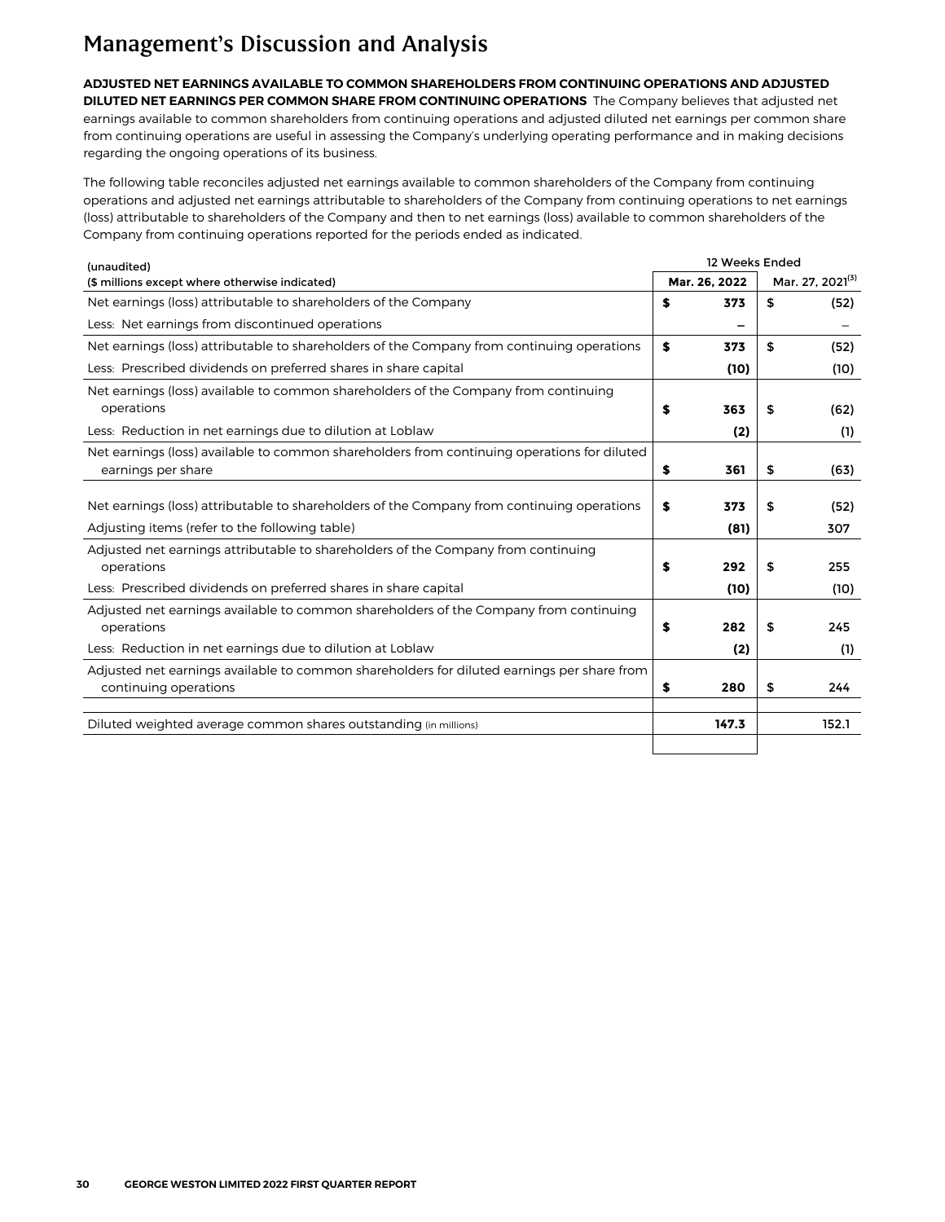# Management's Discussion and Analysis

**ADJUSTED NET EARNINGS AVAILABLE TO COMMON SHAREHOLDERS FROM CONTINUING OPERATIONS AND ADJUSTED DILUTED NET EARNINGS PER COMMON SHARE FROM CONTINUING OPERATIONS** The Company believes that adjusted net earnings available to common shareholders from continuing operations and adjusted diluted net earnings per common share from continuing operations are useful in assessing the Company's underlying operating performance and in making decisions regarding the ongoing operations of its business.

The following table reconciles adjusted net earnings available to common shareholders of the Company from continuing operations and adjusted net earnings attributable to shareholders of the Company from continuing operations to net earnings (loss) attributable to shareholders of the Company and then to net earnings (loss) available to common shareholders of the Company from continuing operations reported for the periods ended as indicated.

| (unaudited) | 12 Weeks Ended | |
|---|---|---|
| ($ millions except where otherwise indicated) | **Mar. 26, 2022** | Mar. 27, 2021[3] |
| Net earnings (loss) attributable to shareholders of the Company | **$ 373** | $ (52) |
| Less: Net earnings from discontinued operations | **–** | – |
| Net earnings (loss) attributable to shareholders of the Company from continuing operations | **$ 373** | $ (52) |
| Less: Prescribed dividends on preferred shares in share capital | **(10)** | (10) |
| Net earnings (loss) available to common shareholders of the Company from continuing operations | **$ 363** | $ (62) |
| Less: Reduction in net earnings due to dilution at Loblaw | **(2)** | (1) |
| Net earnings (loss) available to common shareholders from continuing operations for diluted earnings per share | **$ 361** | $ (63) |
| | | |
| Net earnings (loss) attributable to shareholders of the Company from continuing operations | **$ 373** | $ (52) |
| Adjusting items (refer to the following table) | **(81)** | 307 |
| Adjusted net earnings attributable to shareholders of the Company from continuing operations | **$ 292** | $ 255 |
| Less: Prescribed dividends on preferred shares in share capital | **(10)** | (10) |
| Adjusted net earnings available to common shareholders of the Company from continuing operations | **$ 282** | $ 245 |
| Less: Reduction in net earnings due to dilution at Loblaw | **(2)** | (1) |
| Adjusted net earnings available to common shareholders for diluted earnings per share from continuing operations | **$ 280** | $ 244 |
| | | |
| Diluted weighted average common shares outstanding (in millions) | **147.3** | 152.1 |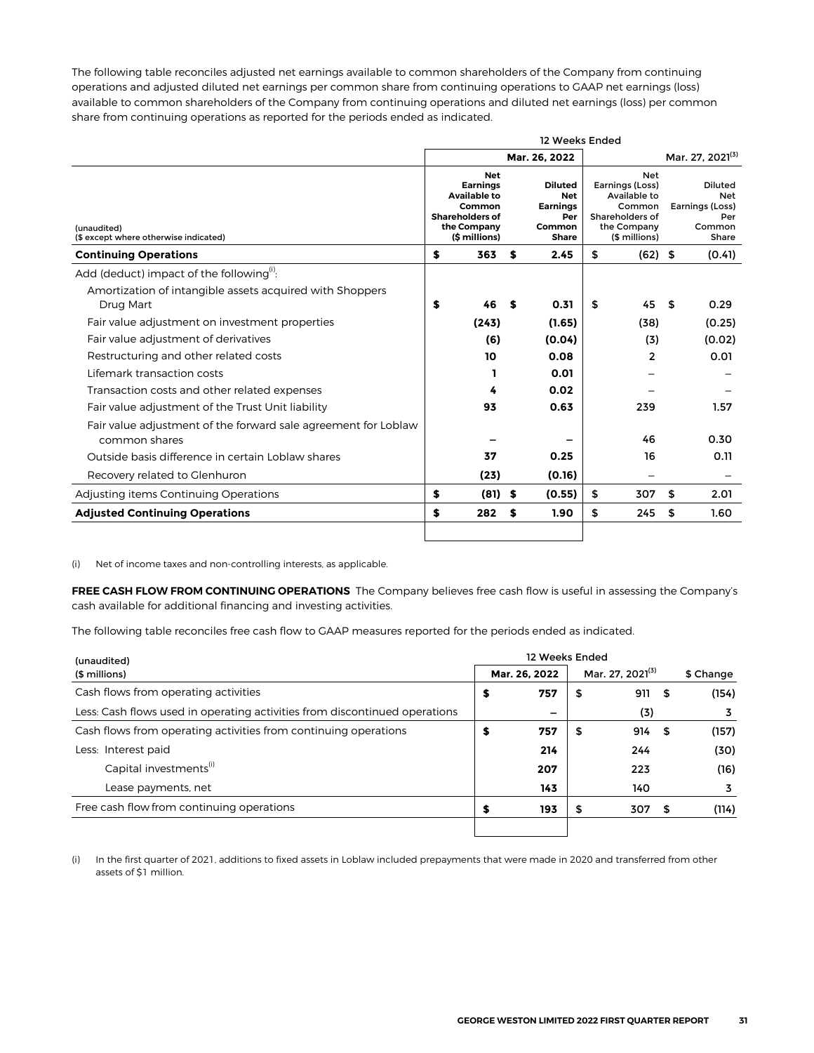The following table reconciles adjusted net earnings available to common shareholders of the Company from continuing operations and adjusted diluted net earnings per common share from continuing operations to GAAP net earnings (loss) available to common shareholders of the Company from continuing operations and diluted net earnings (loss) per common share from continuing operations as reported for the periods ended as indicated.

| (unaudited)<br>($ except where otherwise indicated) | 12 Weeks Ended<br>Mar. 26, 2022<br>Net Earnings Available to Common Shareholders of the Company ($ millions) | Mar. 26, 2022<br>Diluted Net Earnings Per Common Share | Mar. 27, 2021[(3)]<br>Net Earnings (Loss) Available to Common Shareholders of the Company ($ millions) | Mar. 27, 2021[(3)]<br>Diluted Net Earnings (Loss) Per Common Share |
|---|---|---|---|---|
| **Continuing Operations** | **$ 363** | **$ 2.45** | $ (62) | $ (0.41) |
| Add (deduct) impact of the following[(i)]: | | | | |
| Amortization of intangible assets acquired with Shoppers Drug Mart | **$ 46** | **$ 0.31** | $ 45 | $ 0.29 |
| Fair value adjustment on investment properties | **(243)** | **(1.65)** | (38) | (0.25) |
| Fair value adjustment of derivatives | **(6)** | **(0.04)** | (3) | (0.02) |
| Restructuring and other related costs | **10** | **0.08** | 2 | 0.01 |
| Lifemark transaction costs | **1** | **0.01** | – | – |
| Transaction costs and other related expenses | **4** | **0.02** | – | – |
| Fair value adjustment of the Trust Unit liability | **93** | **0.63** | 239 | 1.57 |
| Fair value adjustment of the forward sale agreement for Loblaw common shares | **–** | **–** | 46 | 0.30 |
| Outside basis difference in certain Loblaw shares | **37** | **0.25** | 16 | 0.11 |
| Recovery related to Glenhuron | **(23)** | **(0.16)** | – | – |
| Adjusting items Continuing Operations | **$ (81)** | **$ (0.55)** | $ 307 | $ 2.01 |
| **Adjusted Continuing Operations** | **$ 282** | **$ 1.90** | $ 245 | $ 1.60 |

(i) Net of income taxes and non-controlling interests, as applicable.

**FREE CASH FLOW FROM CONTINUING OPERATIONS** The Company believes free cash flow is useful in assessing the Company's cash available for additional financing and investing activities.

The following table reconciles free cash flow to GAAP measures reported for the periods ended as indicated.

| (unaudited)<br>($ millions) | 12 Weeks Ended<br>Mar. 26, 2022 | Mar. 27, 2021[(3)] | $ Change |
|---|---|---|---|
| Cash flows from operating activities | **$ 757** | $ 911 | $ (154) |
| Less: Cash flows used in operating activities from discontinued operations | **–** | (3) | 3 |
| Cash flows from operating activities from continuing operations | **$ 757** | $ 914 | $ (157) |
| Less: Interest paid | **214** | 244 | (30) |
| Capital investments[(i)] | **207** | 223 | (16) |
| Lease payments, net | **143** | 140 | 3 |
| Free cash flow from continuing operations | **$ 193** | $ 307 | $ (114) |

(i) In the first quarter of 2021, additions to fixed assets in Loblaw included prepayments that were made in 2020 and transferred from other assets of $1 million.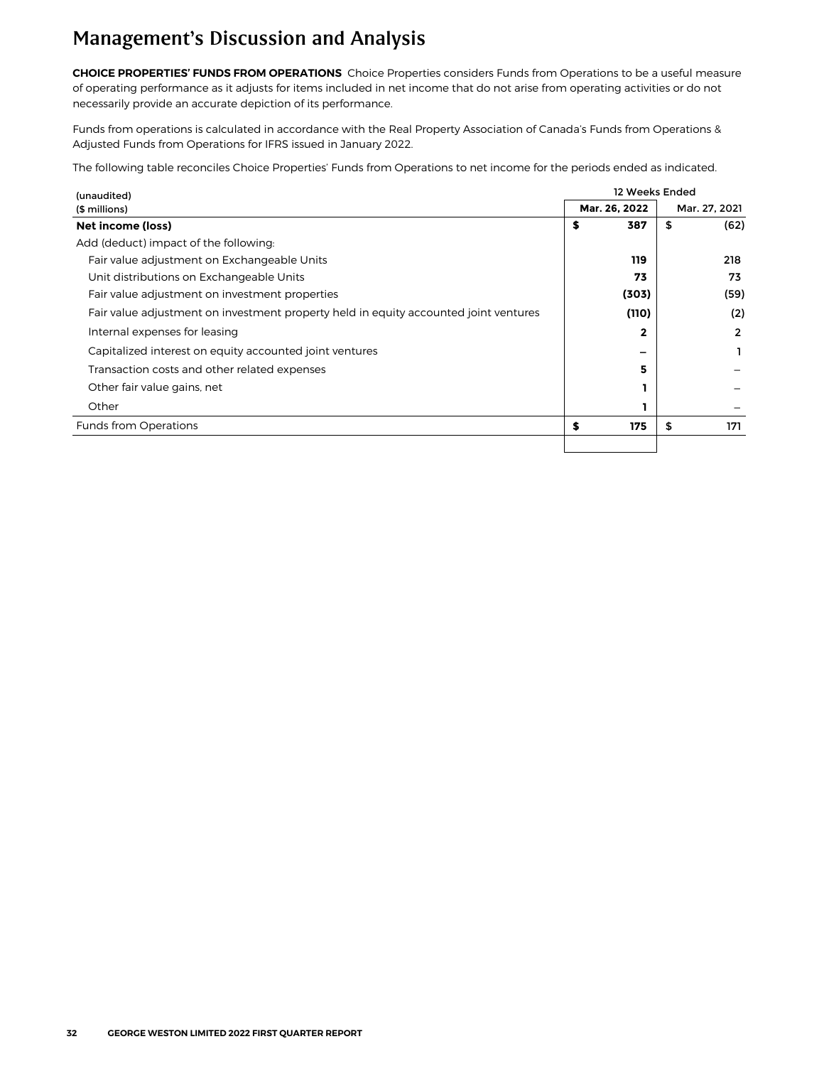# Management's Discussion and Analysis

**CHOICE PROPERTIES' FUNDS FROM OPERATIONS** Choice Properties considers Funds from Operations to be a useful measure of operating performance as it adjusts for items included in net income that do not arise from operating activities or do not necessarily provide an accurate depiction of its performance.

Funds from operations is calculated in accordance with the Real Property Association of Canada's Funds from Operations & Adjusted Funds from Operations for IFRS issued in January 2022.

The following table reconciles Choice Properties' Funds from Operations to net income for the periods ended as indicated.

| (unaudited) ($ millions) | 12 Weeks Ended Mar. 26, 2022 | Mar. 27, 2021 |
|---|---|---|
| **Net income (loss)** | **$ 387** | $ (62) |
| Add (deduct) impact of the following: | | |
| Fair value adjustment on Exchangeable Units | **119** | 218 |
| Unit distributions on Exchangeable Units | **73** | 73 |
| Fair value adjustment on investment properties | **(303)** | (59) |
| Fair value adjustment on investment property held in equity accounted joint ventures | **(110)** | (2) |
| Internal expenses for leasing | **2** | 2 |
| Capitalized interest on equity accounted joint ventures | **–** | 1 |
| Transaction costs and other related expenses | **5** | – |
| Other fair value gains, net | **1** | – |
| Other | **1** | – |
| Funds from Operations | **$ 175** | $ 171 |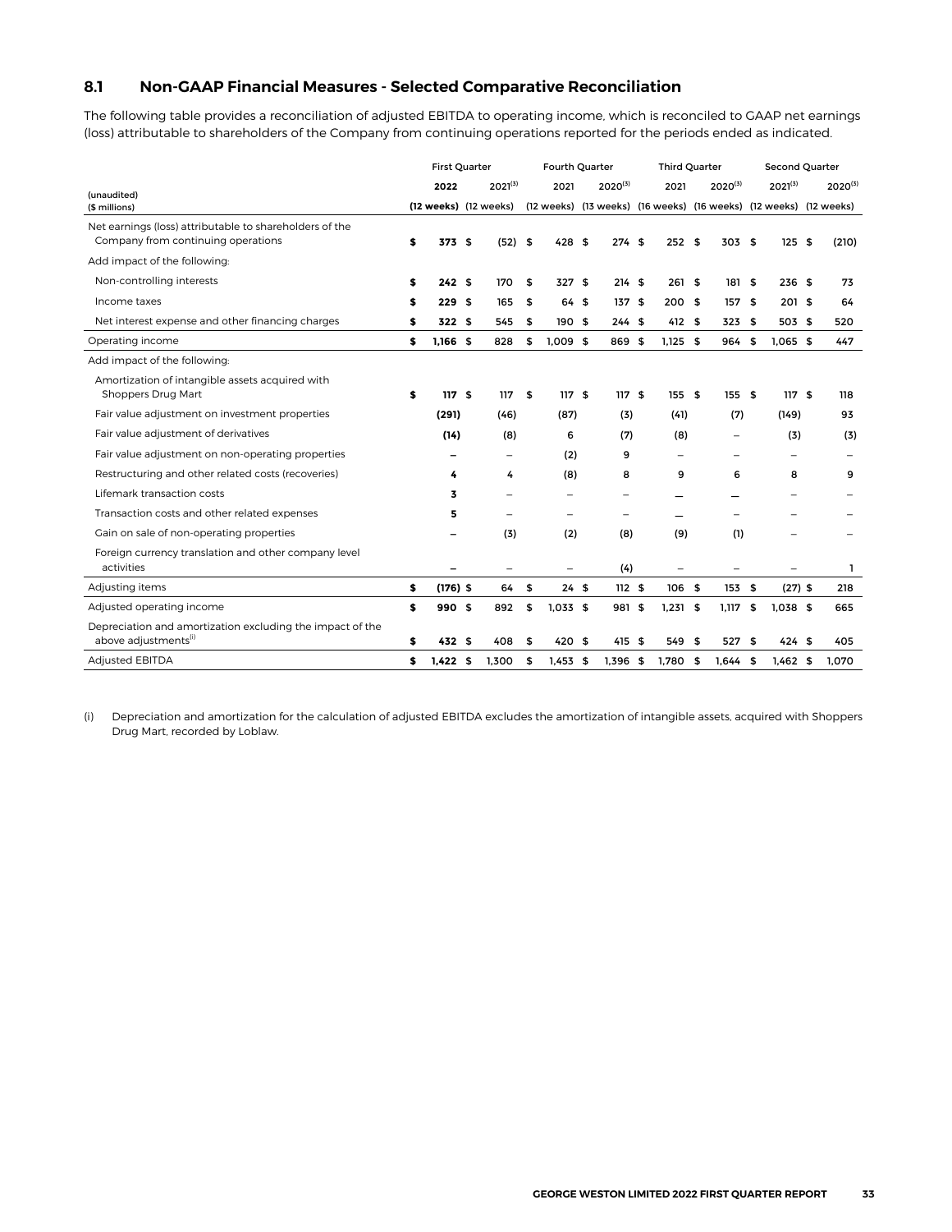## 8.1 Non-GAAP Financial Measures - Selected Comparative Reconciliation

The following table provides a reconciliation of adjusted EBITDA to operating income, which is reconciled to GAAP net earnings (loss) attributable to shareholders of the Company from continuing operations reported for the periods ended as indicated.

| | First Quarter | | Fourth Quarter | | Third Quarter | | Second Quarter | |
|---|---|---|---|---|---|---|---|---|
| (unaudited) | 2022 | 2021[3] | 2021 | 2020[3] | 2021 | 2020[3] | 2021[3] | 2020[3] |
| ($ millions) | (12 weeks) | (12 weeks) | (12 weeks) | (13 weeks) | (16 weeks) | (16 weeks) | (12 weeks) | (12 weeks) |
| Net earnings (loss) attributable to shareholders of the Company from continuing operations | $ 373 | $ (52) | $ 428 | $ 274 | $ 252 | $ 303 | $ 125 | $ (210) |
| Add impact of the following: | | | | | | | | |
| Non-controlling interests | $ 242 | $ 170 | $ 327 | $ 214 | $ 261 | $ 181 | $ 236 | $ 73 |
| Income taxes | $ 229 | $ 165 | $ 64 | $ 137 | $ 200 | $ 157 | $ 201 | $ 64 |
| Net interest expense and other financing charges | $ 322 | $ 545 | $ 190 | $ 244 | $ 412 | $ 323 | $ 503 | $ 520 |
| Operating income | $ 1,166 | $ 828 | $ 1,009 | $ 869 | $ 1,125 | $ 964 | $ 1,065 | $ 447 |
| Add impact of the following: | | | | | | | | |
| Amortization of intangible assets acquired with Shoppers Drug Mart | $ 117 | $ 117 | $ 117 | $ 117 | $ 155 | $ 155 | $ 117 | $ 118 |
| Fair value adjustment on investment properties | (291) | (46) | (87) | (3) | (41) | (7) | (149) | 93 |
| Fair value adjustment of derivatives | (14) | (8) | 6 | (7) | (8) | – | (3) | (3) |
| Fair value adjustment on non-operating properties | – | – | (2) | 9 | – | – | – | – |
| Restructuring and other related costs (recoveries) | 4 | 4 | (8) | 8 | 9 | 6 | 8 | 9 |
| Lifemark transaction costs | 3 | – | – | – | – | – | – | – |
| Transaction costs and other related expenses | 5 | – | – | – | – | – | – | – |
| Gain on sale of non-operating properties | – | (3) | (2) | (8) | (9) | (1) | – | – |
| Foreign currency translation and other company level activities | – | – | – | (4) | – | – | – | 1 |
| Adjusting items | $ (176) | $ 64 | $ 24 | $ 112 | $ 106 | $ 153 | $ (27) | $ 218 |
| Adjusted operating income | $ 990 | $ 892 | $ 1,033 | $ 981 | $ 1,231 | $ 1,117 | $ 1,038 | $ 665 |
| Depreciation and amortization excluding the impact of the above adjustments[(i)] | $ 432 | $ 408 | $ 420 | $ 415 | $ 549 | $ 527 | $ 424 | $ 405 |
| Adjusted EBITDA | $ 1,422 | $ 1,300 | $ 1,453 | $ 1,396 | $ 1,780 | $ 1,644 | $ 1,462 | $ 1,070 |

(i) Depreciation and amortization for the calculation of adjusted EBITDA excludes the amortization of intangible assets, acquired with Shoppers Drug Mart, recorded by Loblaw.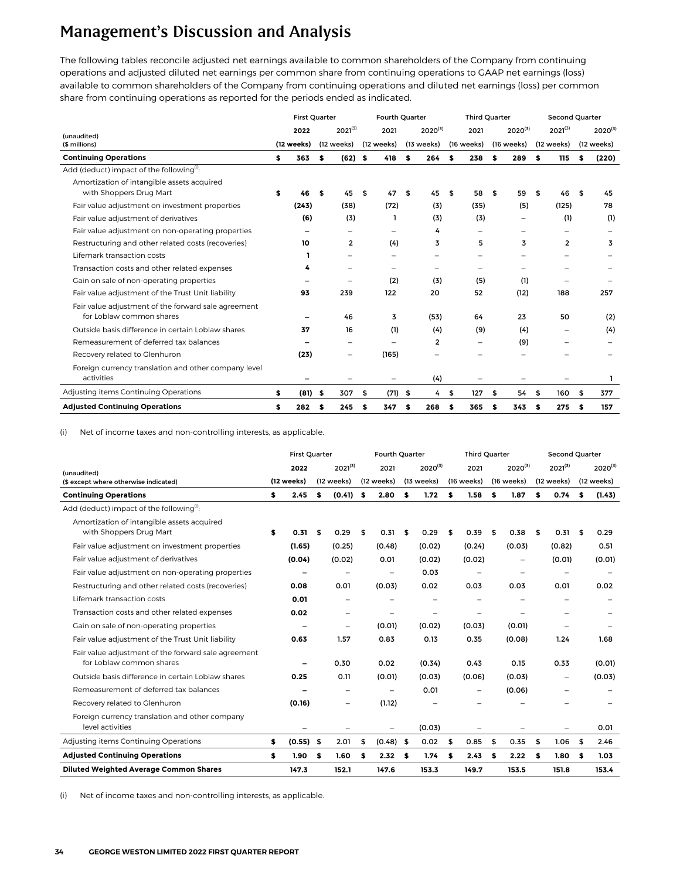# Management's Discussion and Analysis

The following tables reconcile adjusted net earnings available to common shareholders of the Company from continuing operations and adjusted diluted net earnings per common share from continuing operations to GAAP net earnings (loss) available to common shareholders of the Company from continuing operations and diluted net earnings (loss) per common share from continuing operations as reported for the periods ended as indicated.

| (unaudited) ($ millions) | First Quarter 2022 (12 weeks) | First Quarter 2021[(3)] (12 weeks) | Fourth Quarter 2021 (12 weeks) | Fourth Quarter 2020[(3)] (13 weeks) | Third Quarter 2021 (16 weeks) | Third Quarter 2020[(3)] (16 weeks) | Second Quarter 2021[(3)] (12 weeks) | Second Quarter 2020[(3)] (12 weeks) |
|---|---|---|---|---|---|---|---|---|
| **Continuing Operations** | **$ 363** | **$ (62)** | **$ 418** | **$ 264** | **$ 238** | **$ 289** | **$ 115** | **$ (220)** |
| Add (deduct) impact of the following[(i)]: | | | | | | | | |
| Amortization of intangible assets acquired with Shoppers Drug Mart | **$ 46** | $ 45 | $ 47 | $ 45 | $ 58 | $ 59 | $ 46 | $ 45 |
| Fair value adjustment on investment properties | **(243)** | (38) | (72) | (3) | (35) | (5) | (125) | 78 |
| Fair value adjustment of derivatives | **(6)** | (3) | 1 | (3) | (3) | – | (1) | (1) |
| Fair value adjustment on non-operating properties | **–** | – | – | 4 | – | – | – | – |
| Restructuring and other related costs (recoveries) | **10** | 2 | (4) | 3 | 5 | 3 | 2 | 3 |
| Lifemark transaction costs | **1** | – | – | – | – | – | – | – |
| Transaction costs and other related expenses | **4** | – | – | – | – | – | – | – |
| Gain on sale of non-operating properties | **–** | – | (2) | (3) | (5) | (1) | – | – |
| Fair value adjustment of the Trust Unit liability | **93** | 239 | 122 | 20 | 52 | (12) | 188 | 257 |
| Fair value adjustment of the forward sale agreement for Loblaw common shares | **–** | 46 | 3 | (53) | 64 | 23 | 50 | (2) |
| Outside basis difference in certain Loblaw shares | **37** | 16 | (1) | (4) | (9) | (4) | – | (4) |
| Remeasurement of deferred tax balances | **–** | – | – | 2 | – | (9) | – | – |
| Recovery related to Glenhuron | **(23)** | – | (165) | – | – | – | – | – |
| Foreign currency translation and other company level activities | **–** | – | – | (4) | – | – | – | 1 |
| Adjusting items Continuing Operations | **$ (81)** | $ 307 | $ (71) | $ 4 | $ 127 | $ 54 | $ 160 | $ 377 |
| **Adjusted Continuing Operations** | **$ 282** | **$ 245** | **$ 347** | **$ 268** | **$ 365** | **$ 343** | **$ 275** | **$ 157** |

(i) Net of income taxes and non-controlling interests, as applicable.

| (unaudited) ($ except where otherwise indicated) | First Quarter 2022 (12 weeks) | First Quarter 2021[(3)] (12 weeks) | Fourth Quarter 2021 (12 weeks) | Fourth Quarter 2020[(3)] (13 weeks) | Third Quarter 2021 (16 weeks) | Third Quarter 2020[(3)] (16 weeks) | Second Quarter 2021[(3)] (12 weeks) | Second Quarter 2020[(3)] (12 weeks) |
|---|---|---|---|---|---|---|---|---|
| **Continuing Operations** | **$ 2.45** | **$ (0.41)** | **$ 2.80** | **$ 1.72** | **$ 1.58** | **$ 1.87** | **$ 0.74** | **$ (1.43)** |
| Add (deduct) impact of the following[(i)]: | | | | | | | | |
| Amortization of intangible assets acquired with Shoppers Drug Mart | **$ 0.31** | $ 0.29 | $ 0.31 | $ 0.29 | $ 0.39 | $ 0.38 | $ 0.31 | $ 0.29 |
| Fair value adjustment on investment properties | **(1.65)** | (0.25) | (0.48) | (0.02) | (0.24) | (0.03) | (0.82) | 0.51 |
| Fair value adjustment of derivatives | **(0.04)** | (0.02) | 0.01 | (0.02) | (0.02) | – | (0.01) | (0.01) |
| Fair value adjustment on non-operating properties | **–** | – | – | 0.03 | – | – | – | – |
| Restructuring and other related costs (recoveries) | **0.08** | 0.01 | (0.03) | 0.02 | 0.03 | 0.03 | 0.01 | 0.02 |
| Lifemark transaction costs | **0.01** | – | – | – | – | – | – | – |
| Transaction costs and other related expenses | **0.02** | – | – | – | – | – | – | – |
| Gain on sale of non-operating properties | **–** | – | (0.01) | (0.02) | (0.03) | (0.01) | – | – |
| Fair value adjustment of the Trust Unit liability | **0.63** | 1.57 | 0.83 | 0.13 | 0.35 | (0.08) | 1.24 | 1.68 |
| Fair value adjustment of the forward sale agreement for Loblaw common shares | **–** | 0.30 | 0.02 | (0.34) | 0.43 | 0.15 | 0.33 | (0.01) |
| Outside basis difference in certain Loblaw shares | **0.25** | 0.11 | (0.01) | (0.03) | (0.06) | (0.03) | – | (0.03) |
| Remeasurement of deferred tax balances | **–** | – | – | 0.01 | – | (0.06) | – | – |
| Recovery related to Glenhuron | **(0.16)** | – | (1.12) | – | – | – | – | – |
| Foreign currency translation and other company level activities | **–** | – | – | (0.03) | – | – | – | 0.01 |
| Adjusting items Continuing Operations | **$ (0.55)** | $ 2.01 | $ (0.48) | $ 0.02 | $ 0.85 | $ 0.35 | $ 1.06 | $ 2.46 |
| **Adjusted Continuing Operations** | **$ 1.90** | **$ 1.60** | **$ 2.32** | **$ 1.74** | **$ 2.43** | **$ 2.22** | **$ 1.80** | **$ 1.03** |
| **Diluted Weighted Average Common Shares** | **147.3** | **152.1** | **147.6** | **153.3** | **149.7** | **153.5** | **151.8** | **153.4** |

(i) Net of income taxes and non-controlling interests, as applicable.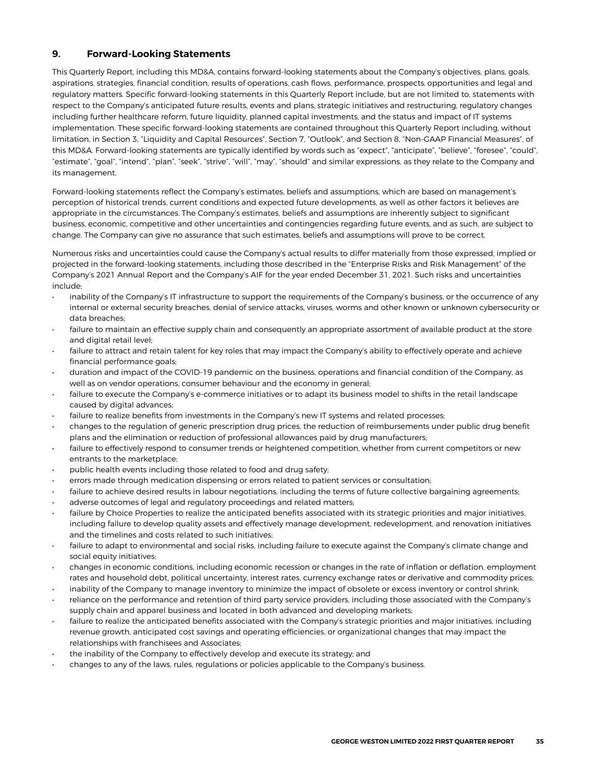## 9. Forward-Looking Statements

This Quarterly Report, including this MD&A, contains forward-looking statements about the Company's objectives, plans, goals, aspirations, strategies, financial condition, results of operations, cash flows, performance, prospects, opportunities and legal and regulatory matters. Specific forward-looking statements in this Quarterly Report include, but are not limited to, statements with respect to the Company's anticipated future results, events and plans, strategic initiatives and restructuring, regulatory changes including further healthcare reform, future liquidity, planned capital investments, and the status and impact of IT systems implementation. These specific forward-looking statements are contained throughout this Quarterly Report including, without limitation, in Section 3, "Liquidity and Capital Resources", Section 7, "Outlook", and Section 8, "Non-GAAP Financial Measures", of this MD&A. Forward-looking statements are typically identified by words such as "expect", "anticipate", "believe", "foresee", "could", "estimate", "goal", "intend", "plan", "seek", "strive", "will", "may", "should" and similar expressions, as they relate to the Company and its management.

Forward-looking statements reflect the Company's estimates, beliefs and assumptions, which are based on management's perception of historical trends, current conditions and expected future developments, as well as other factors it believes are appropriate in the circumstances. The Company's estimates, beliefs and assumptions are inherently subject to significant business, economic, competitive and other uncertainties and contingencies regarding future events, and as such, are subject to change. The Company can give no assurance that such estimates, beliefs and assumptions will prove to be correct.

Numerous risks and uncertainties could cause the Company's actual results to differ materially from those expressed, implied or projected in the forward-looking statements, including those described in the "Enterprise Risks and Risk Management" of the Company's 2021 Annual Report and the Company's AIF for the year ended December 31, 2021. Such risks and uncertainties include:

- inability of the Company's IT infrastructure to support the requirements of the Company's business, or the occurrence of any internal or external security breaches, denial of service attacks, viruses, worms and other known or unknown cybersecurity or data breaches;
- failure to maintain an effective supply chain and consequently an appropriate assortment of available product at the store and digital retail level;
- failure to attract and retain talent for key roles that may impact the Company's ability to effectively operate and achieve financial performance goals;
- duration and impact of the COVID-19 pandemic on the business, operations and financial condition of the Company, as well as on vendor operations, consumer behaviour and the economy in general;
- failure to execute the Company's e-commerce initiatives or to adapt its business model to shifts in the retail landscape caused by digital advances;
- failure to realize benefits from investments in the Company's new IT systems and related processes;
- changes to the regulation of generic prescription drug prices, the reduction of reimbursements under public drug benefit plans and the elimination or reduction of professional allowances paid by drug manufacturers;
- failure to effectively respond to consumer trends or heightened competition, whether from current competitors or new entrants to the marketplace;
- public health events including those related to food and drug safety;
- errors made through medication dispensing or errors related to patient services or consultation;
- failure to achieve desired results in labour negotiations, including the terms of future collective bargaining agreements;
- adverse outcomes of legal and regulatory proceedings and related matters;
- failure by Choice Properties to realize the anticipated benefits associated with its strategic priorities and major initiatives, including failure to develop quality assets and effectively manage development, redevelopment, and renovation initiatives and the timelines and costs related to such initiatives;
- failure to adapt to environmental and social risks, including failure to execute against the Company's climate change and social equity initiatives;
- changes in economic conditions, including economic recession or changes in the rate of inflation or deflation, employment rates and household debt, political uncertainty, interest rates, currency exchange rates or derivative and commodity prices;
- inability of the Company to manage inventory to minimize the impact of obsolete or excess inventory or control shrink;
- reliance on the performance and retention of third party service providers, including those associated with the Company's supply chain and apparel business and located in both advanced and developing markets;
- failure to realize the anticipated benefits associated with the Company's strategic priorities and major initiatives, including revenue growth, anticipated cost savings and operating efficiencies, or organizational changes that may impact the relationships with franchisees and Associates;
- the inability of the Company to effectively develop and execute its strategy; and
- changes to any of the laws, rules, regulations or policies applicable to the Company's business.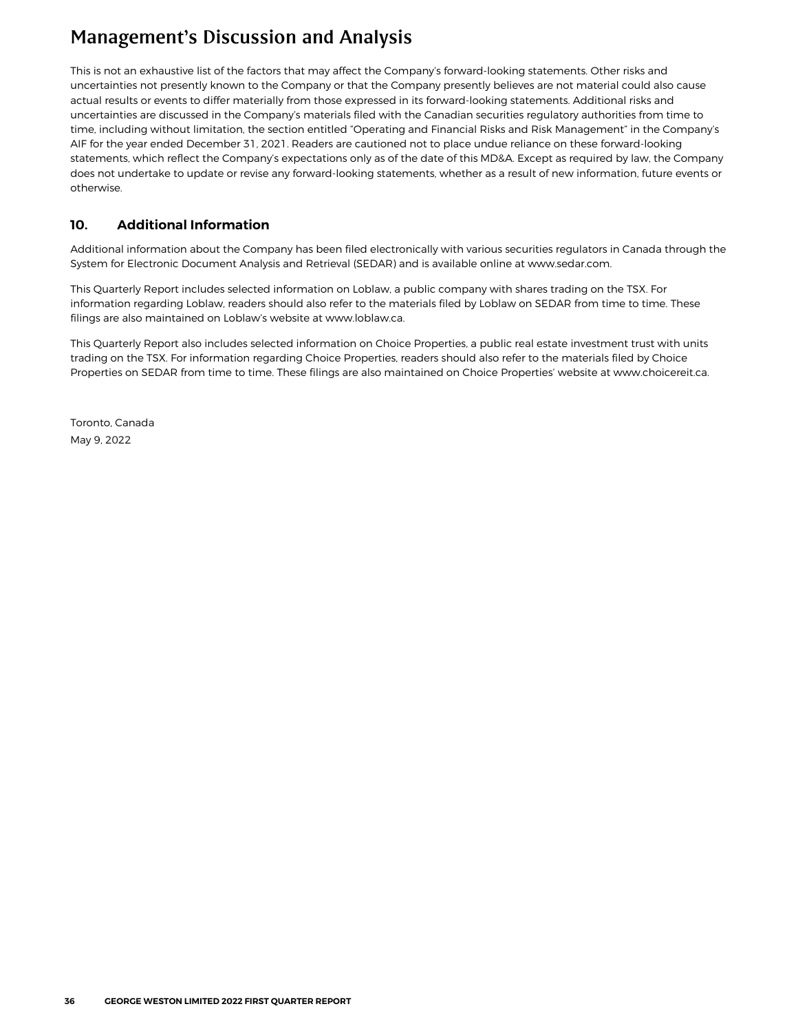# Management's Discussion and Analysis

This is not an exhaustive list of the factors that may affect the Company's forward-looking statements. Other risks and uncertainties not presently known to the Company or that the Company presently believes are not material could also cause actual results or events to differ materially from those expressed in its forward-looking statements. Additional risks and uncertainties are discussed in the Company's materials filed with the Canadian securities regulatory authorities from time to time, including without limitation, the section entitled "Operating and Financial Risks and Risk Management" in the Company's AIF for the year ended December 31, 2021. Readers are cautioned not to place undue reliance on these forward-looking statements, which reflect the Company's expectations only as of the date of this MD&A. Except as required by law, the Company does not undertake to update or revise any forward-looking statements, whether as a result of new information, future events or otherwise.

## 10. Additional Information

Additional information about the Company has been filed electronically with various securities regulators in Canada through the System for Electronic Document Analysis and Retrieval (SEDAR) and is available online at www.sedar.com.

This Quarterly Report includes selected information on Loblaw, a public company with shares trading on the TSX. For information regarding Loblaw, readers should also refer to the materials filed by Loblaw on SEDAR from time to time. These filings are also maintained on Loblaw's website at www.loblaw.ca.

This Quarterly Report also includes selected information on Choice Properties, a public real estate investment trust with units trading on the TSX. For information regarding Choice Properties, readers should also refer to the materials filed by Choice Properties on SEDAR from time to time. These filings are also maintained on Choice Properties' website at www.choicereit.ca.

Toronto, Canada
May 9, 2022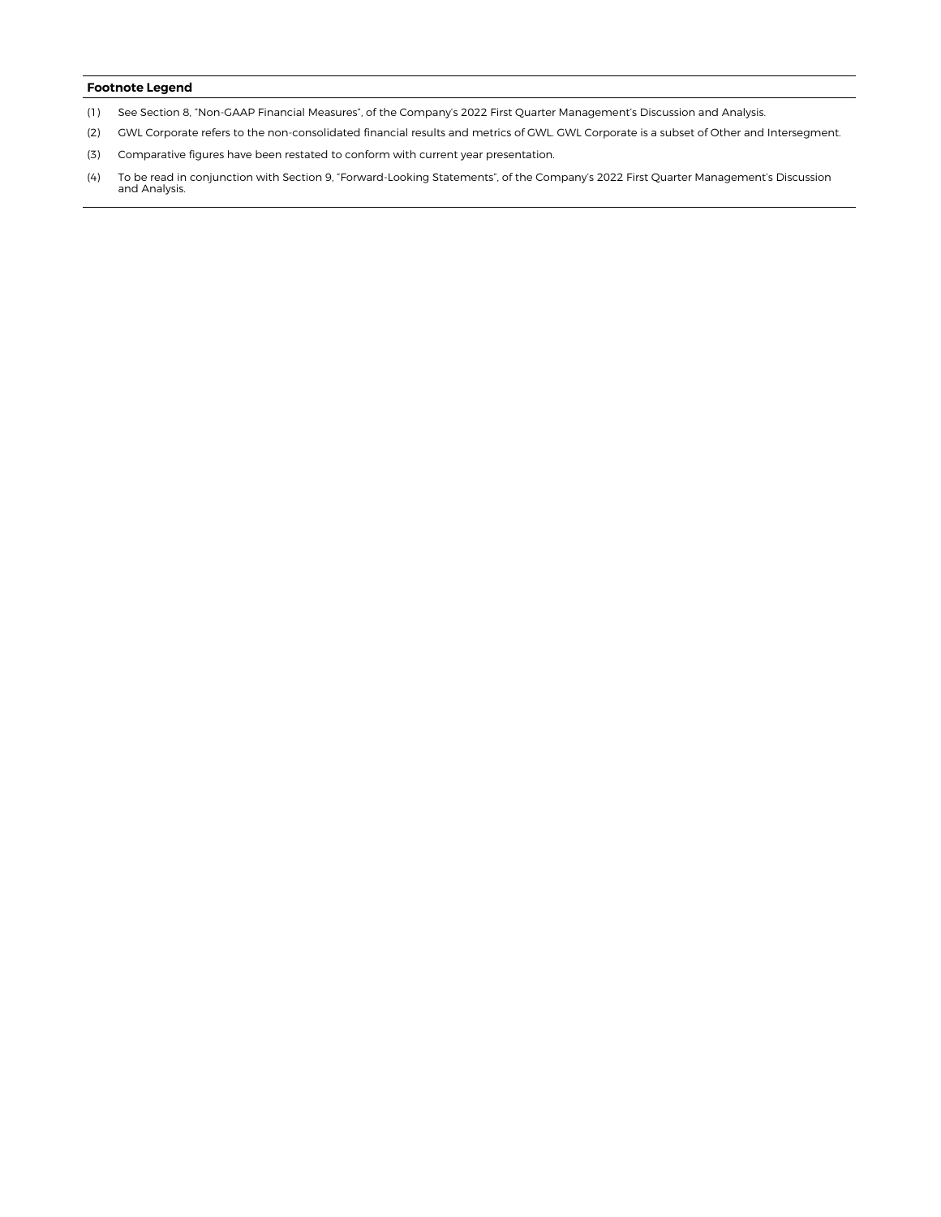**Footnote Legend**

(1) See Section 8, "Non-GAAP Financial Measures", of the Company's 2022 First Quarter Management's Discussion and Analysis.

(2) GWL Corporate refers to the non-consolidated financial results and metrics of GWL. GWL Corporate is a subset of Other and Intersegment.

(3) Comparative figures have been restated to conform with current year presentation.

(4) To be read in conjunction with Section 9, "Forward-Looking Statements", of the Company's 2022 First Quarter Management's Discussion and Analysis.